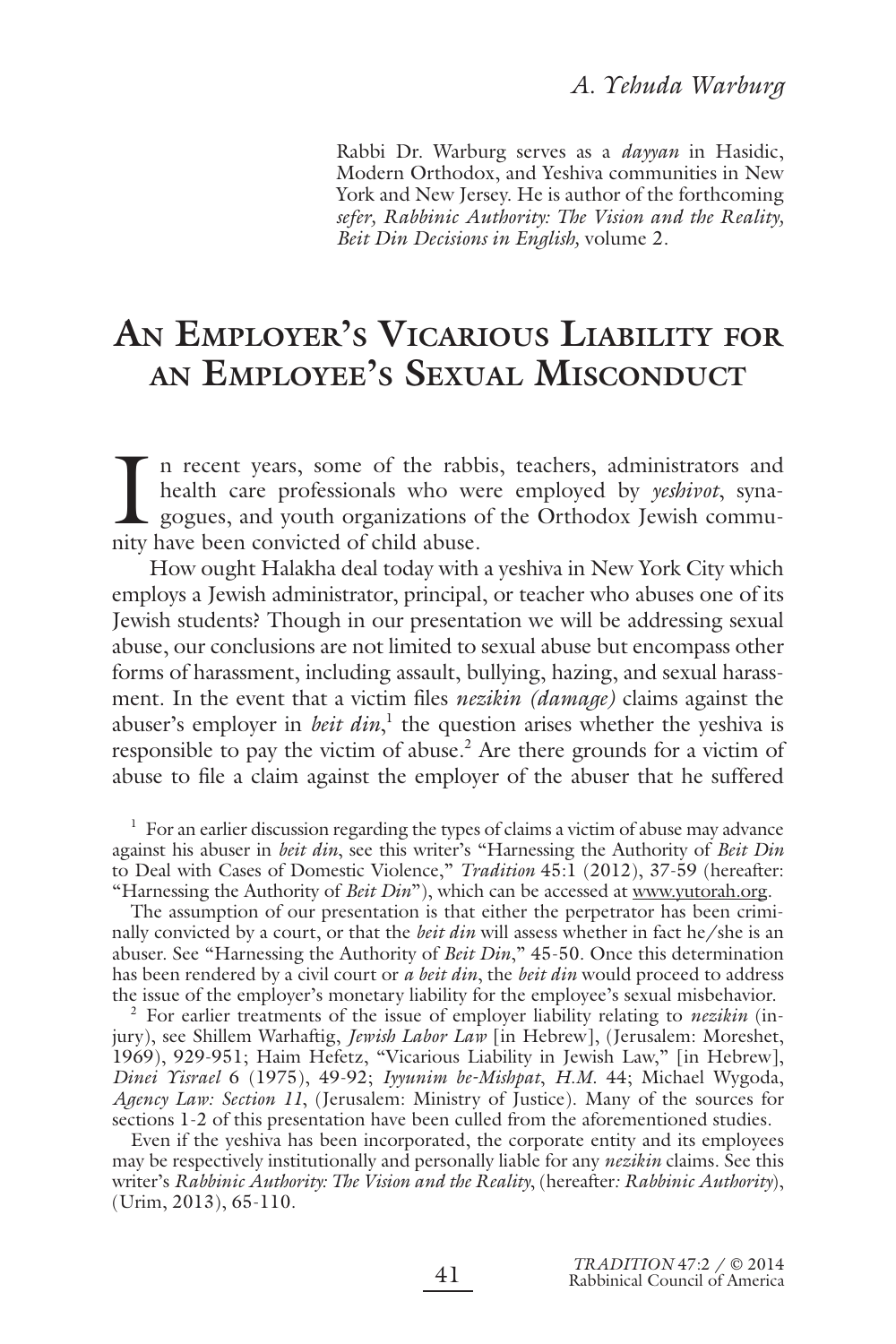*A. Yehuda Warburg*

Rabbi Dr. Warburg serves as a *dayyan* in Hasidic, Modern Orthodox, and Yeshiva communities in New York and New Jersey. He is author of the forthcoming *sefer, Rabbinic Authority: The Vision and the Reality, Beit Din Decisions in English*, volume 2.

# An Employer's Vicarious Liability for an Employee's Sexual Misconduct

In recent years, some of the rabbis, teachers, administrators and health care professionals who were employed by *yeshivot*, synagogues, and youth organizations of the Orthodox Jewish community have been convicted of child abuse.

How ought Halakha deal today with a yeshiva in New York City which employs a Jewish administrator, principal, or teacher who abuses one of its Jewish students? Though in our presentation we will be addressing sexual abuse, our conclusions are not limited to sexual abuse but encompass other forms of harassment, including assault, bullying, hazing, and sexual harassment. In the event that a victim files *nezikin (damage)* claims against the abuser's employer in *beit din*,[1] the question arises whether the yeshiva is responsible to pay the victim of abuse.[2] Are there grounds for a victim of abuse to file a claim against the employer of the abuser that he suffered

---

[1] For an earlier discussion regarding the types of claims a victim of abuse may advance against his abuser in *beit din*, see this writer's "Harnessing the Authority of *Beit Din* to Deal with Cases of Domestic Violence," *Tradition* 45:1 (2012), 37-59 (hereafter: "Harnessing the Authority of *Beit Din*"), which can be accessed at www.yutorah.org.

The assumption of our presentation is that either the perpetrator has been criminally convicted by a court, or that the *beit din* will assess whether in fact he/she is an abuser. See "Harnessing the Authority of *Beit Din*," 45-50. Once this determination has been rendered by a civil court or *a beit din*, the *beit din* would proceed to address the issue of the employer's monetary liability for the employee's sexual misbehavior.

[2] For earlier treatments of the issue of employer liability relating to *nezikin* (injury), see Shillem Warhaftig, *Jewish Labor Law* [in Hebrew], (Jerusalem: Moreshet, 1969), 929-951; Haim Hefetz, "Vicarious Liability in Jewish Law," [in Hebrew], *Dinei Yisrael* 6 (1975), 49-92; *Iyyunim be-Mishpat*, *H.M.* 44; Michael Wygoda, *Agency Law: Section 11*, (Jerusalem: Ministry of Justice). Many of the sources for sections 1-2 of this presentation have been culled from the aforementioned studies.

Even if the yeshiva has been incorporated, the corporate entity and its employees may be respectively institutionally and personally liable for any *nezikin* claims. See this writer's *Rabbinic Authority: The Vision and the Reality*, (hereafter*: Rabbinic Authority*), (Urim, 2013), 65-110.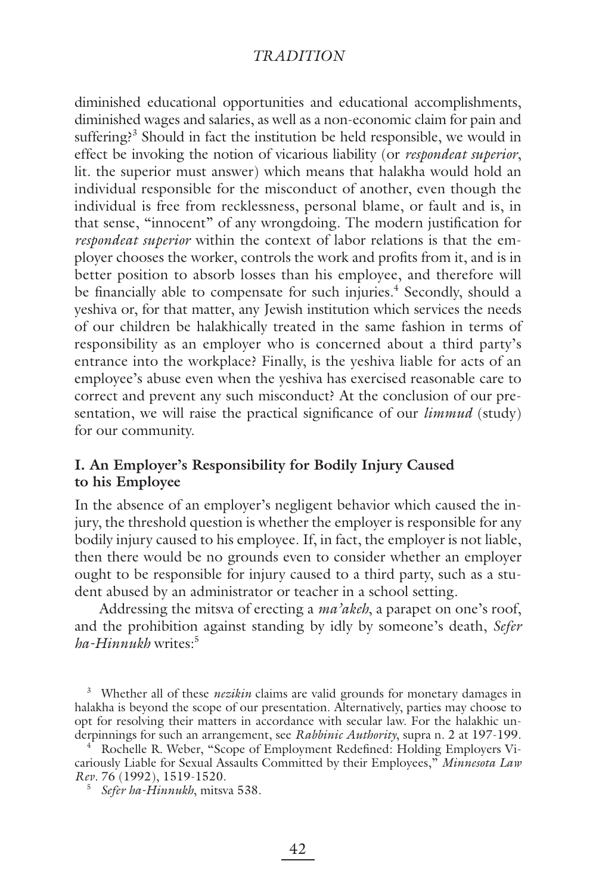diminished educational opportunities and educational accomplishments, diminished wages and salaries, as well as a non-economic claim for pain and suffering?[3] Should in fact the institution be held responsible, we would in effect be invoking the notion of vicarious liability (or *respondeat superior*, lit. the superior must answer) which means that halakha would hold an individual responsible for the misconduct of another, even though the individual is free from recklessness, personal blame, or fault and is, in that sense, "innocent" of any wrongdoing. The modern justification for *respondeat superior* within the context of labor relations is that the employer chooses the worker, controls the work and profits from it, and is in better position to absorb losses than his employee, and therefore will be financially able to compensate for such injuries.[4] Secondly, should a yeshiva or, for that matter, any Jewish institution which services the needs of our children be halakhically treated in the same fashion in terms of responsibility as an employer who is concerned about a third party's entrance into the workplace? Finally, is the yeshiva liable for acts of an employee's abuse even when the yeshiva has exercised reasonable care to correct and prevent any such misconduct? At the conclusion of our presentation, we will raise the practical significance of our *limmud* (study) for our community.

## I. An Employer's Responsibility for Bodily Injury Caused to his Employee

In the absence of an employer's negligent behavior which caused the injury, the threshold question is whether the employer is responsible for any bodily injury caused to his employee. If, in fact, the employer is not liable, then there would be no grounds even to consider whether an employer ought to be responsible for injury caused to a third party, such as a student abused by an administrator or teacher in a school setting.

Addressing the mitsva of erecting a *ma'akeh*, a parapet on one's roof, and the prohibition against standing by idly by someone's death, *Sefer ha-Hinnukh* writes:[5]

---

[3] Whether all of these *nezikin* claims are valid grounds for monetary damages in halakha is beyond the scope of our presentation. Alternatively, parties may choose to opt for resolving their matters in accordance with secular law. For the halakhic underpinnings for such an arrangement, see *Rabbinic Authority*, supra n. 2 at 197-199.

[4] Rochelle R. Weber, "Scope of Employment Redefined: Holding Employers Vicariously Liable for Sexual Assaults Committed by their Employees," *Minnesota Law Rev*. 76 (1992), 1519-1520.

[5] *Sefer ha-Hinnukh*, mitsva 538.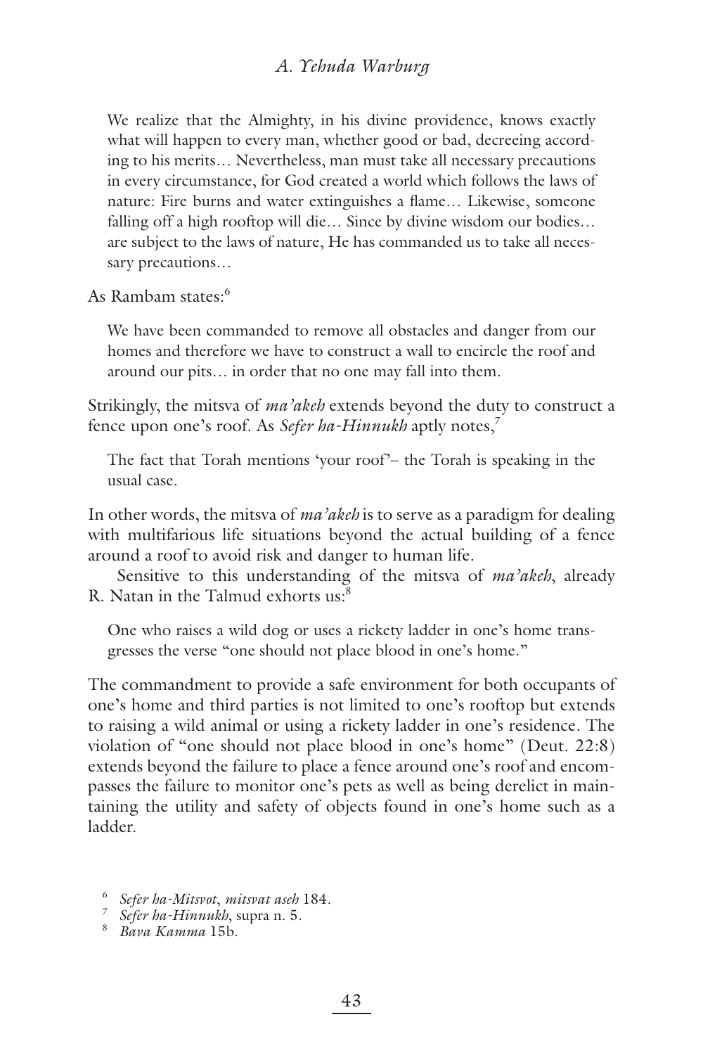> We realize that the Almighty, in his divine providence, knows exactly what will happen to every man, whether good or bad, decreeing according to his merits… Nevertheless, man must take all necessary precautions in every circumstance, for God created a world which follows the laws of nature: Fire burns and water extinguishes a flame… Likewise, someone falling off a high rooftop will die… Since by divine wisdom our bodies… are subject to the laws of nature, He has commanded us to take all necessary precautions…

As Rambam states:[6]

> We have been commanded to remove all obstacles and danger from our homes and therefore we have to construct a wall to encircle the roof and around our pits… in order that no one may fall into them.

Strikingly, the mitsva of *ma'akeh* extends beyond the duty to construct a fence upon one's roof. As *Sefer ha-Hinnukh* aptly notes,[7]

> The fact that Torah mentions 'your roof'– the Torah is speaking in the usual case.

In other words, the mitsva of *ma'akeh* is to serve as a paradigm for dealing with multifarious life situations beyond the actual building of a fence around a roof to avoid risk and danger to human life.

Sensitive to this understanding of the mitsva of *ma'akeh*, already R. Natan in the Talmud exhorts us:[8]

> One who raises a wild dog or uses a rickety ladder in one's home transgresses the verse "one should not place blood in one's home."

The commandment to provide a safe environment for both occupants of one's home and third parties is not limited to one's rooftop but extends to raising a wild animal or using a rickety ladder in one's residence. The violation of "one should not place blood in one's home" (Deut. 22:8) extends beyond the failure to place a fence around one's roof and encompasses the failure to monitor one's pets as well as being derelict in maintaining the utility and safety of objects found in one's home such as a ladder.

---

[6] *Sefer ha-Mitsvot*, *mitsvat aseh* 184.

[7] *Sefer ha-Hinnukh*, supra n. 5.

[8] *Bava Kamma* 15b.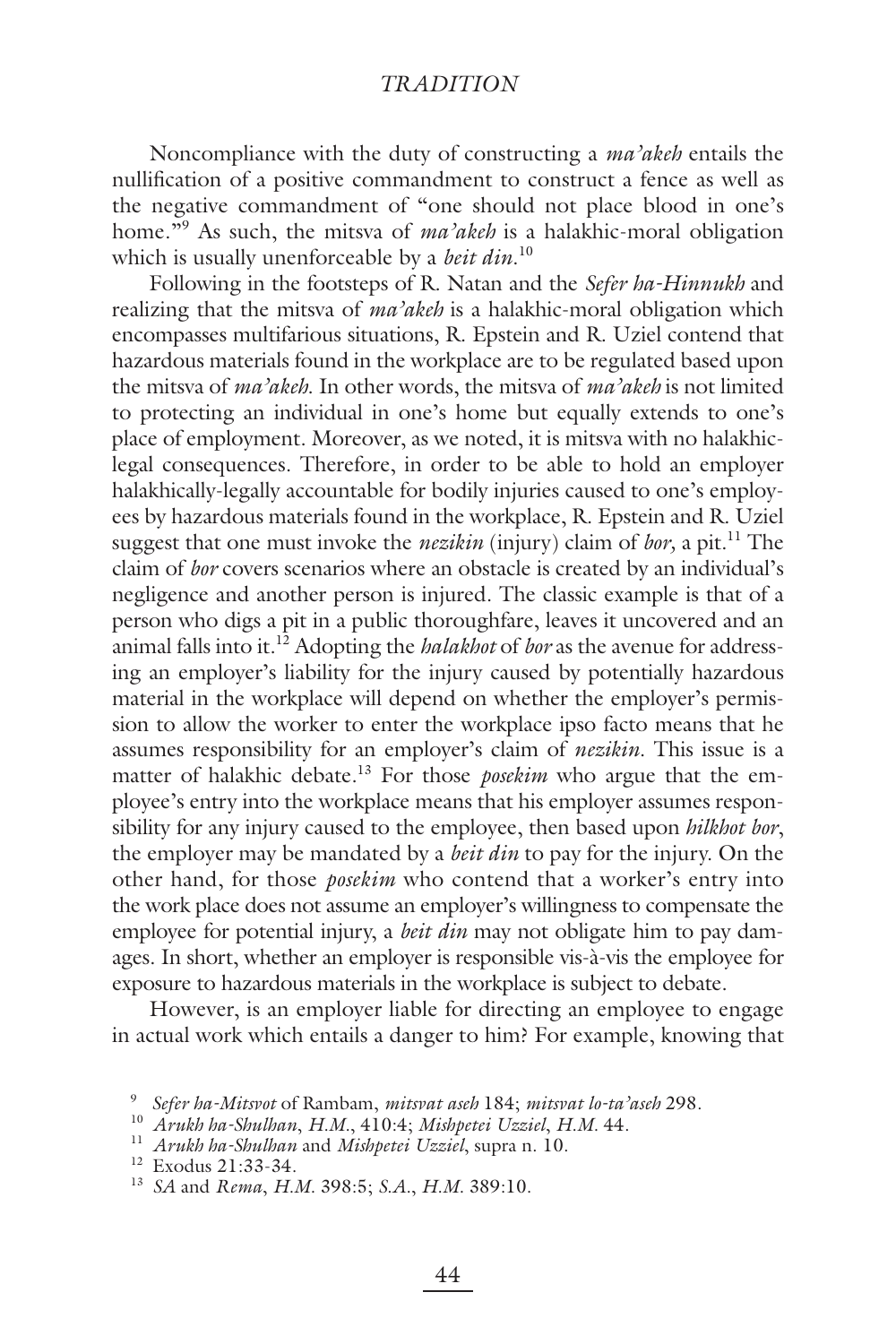Noncompliance with the duty of constructing a *ma'akeh* entails the nullification of a positive commandment to construct a fence as well as the negative commandment of "one should not place blood in one's home."[9] As such, the mitsva of *ma'akeh* is a halakhic-moral obligation which is usually unenforceable by a *beit din*.[10]

Following in the footsteps of R. Natan and the *Sefer ha-Hinnukh* and realizing that the mitsva of *ma'akeh* is a halakhic-moral obligation which encompasses multifarious situations, R. Epstein and R. Uziel contend that hazardous materials found in the workplace are to be regulated based upon the mitsva of *ma'akeh*. In other words, the mitsva of *ma'akeh* is not limited to protecting an individual in one's home but equally extends to one's place of employment. Moreover, as we noted, it is mitsva with no halakhic-legal consequences. Therefore, in order to be able to hold an employer halakhically-legally accountable for bodily injuries caused to one's employees by hazardous materials found in the workplace, R. Epstein and R. Uziel suggest that one must invoke the *nezikin* (injury) claim of *bor*, a pit.[11] The claim of *bor* covers scenarios where an obstacle is created by an individual's negligence and another person is injured. The classic example is that of a person who digs a pit in a public thoroughfare, leaves it uncovered and an animal falls into it.[12] Adopting the *halakhot* of *bor* as the avenue for addressing an employer's liability for the injury caused by potentially hazardous material in the workplace will depend on whether the employer's permission to allow the worker to enter the workplace ipso facto means that he assumes responsibility for an employer's claim of *nezikin*. This issue is a matter of halakhic debate.[13] For those *posekim* who argue that the employee's entry into the workplace means that his employer assumes responsibility for any injury caused to the employee, then based upon *hilkhot bor*, the employer may be mandated by a *beit din* to pay for the injury. On the other hand, for those *posekim* who contend that a worker's entry into the work place does not assume an employer's willingness to compensate the employee for potential injury, a *beit din* may not obligate him to pay damages. In short, whether an employer is responsible vis-à-vis the employee for exposure to hazardous materials in the workplace is subject to debate.

However, is an employer liable for directing an employee to engage in actual work which entails a danger to him? For example, knowing that

---

[9] *Sefer ha-Mitsvot* of Rambam, *mitsvat aseh* 184; *mitsvat lo-ta'aseh* 298.

[10] *Arukh ha-Shulhan*, *H.M.*, 410:4; *Mishpetei Uzziel*, *H.M.* 44.

[11] *Arukh ha-Shulhan* and *Mishpetei Uzziel*, supra n. 10.

[12] Exodus 21:33-34.

[13] *SA* and *Rema*, *H.M.* 398:5; *S.A.*, *H.M.* 389:10.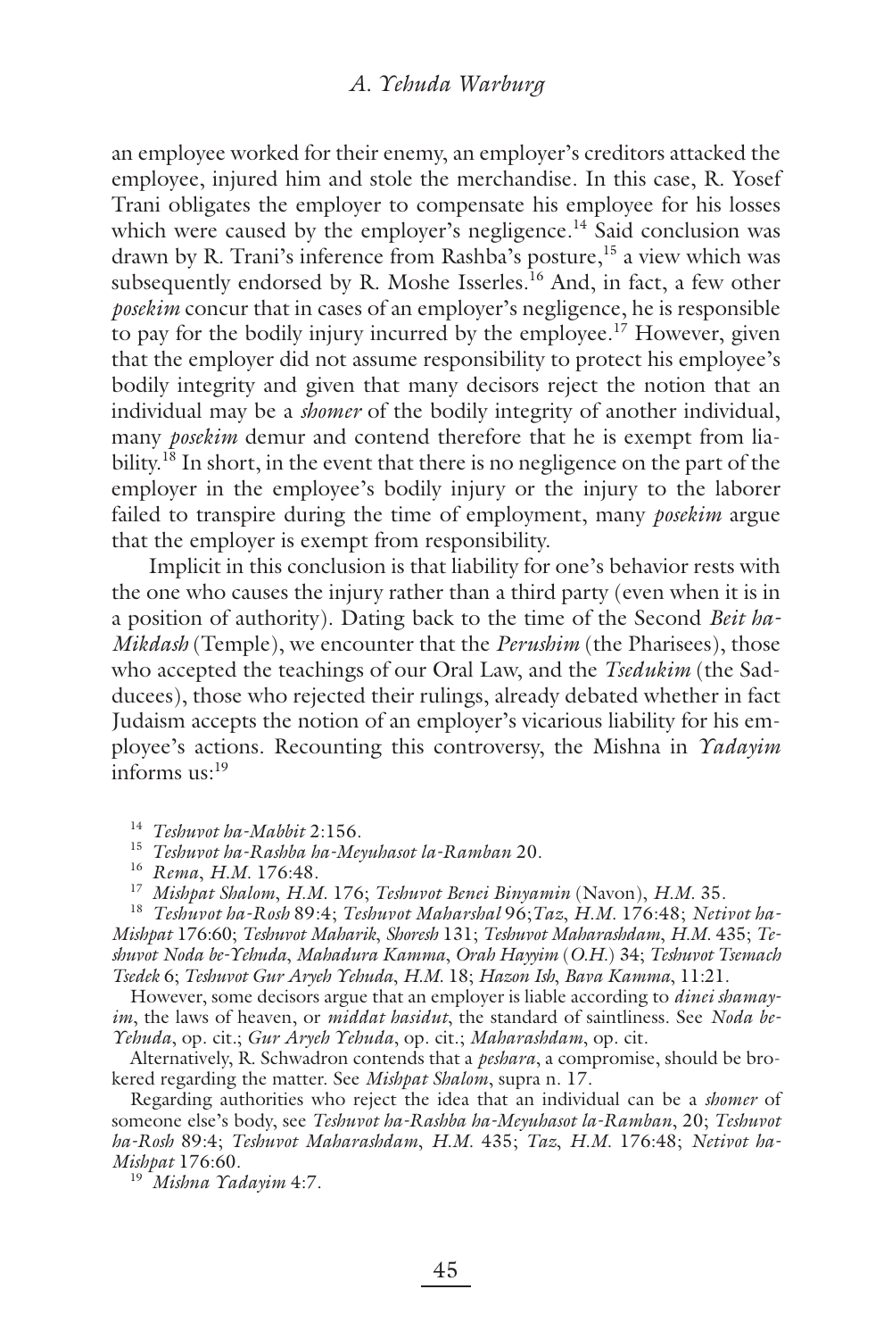an employee worked for their enemy, an employer's creditors attacked the employee, injured him and stole the merchandise. In this case, R. Yosef Trani obligates the employer to compensate his employee for his losses which were caused by the employer's negligence.[14] Said conclusion was drawn by R. Trani's inference from Rashba's posture,[15] a view which was subsequently endorsed by R. Moshe Isserles.[16] And, in fact, a few other *posekim* concur that in cases of an employer's negligence, he is responsible to pay for the bodily injury incurred by the employee.[17] However, given that the employer did not assume responsibility to protect his employee's bodily integrity and given that many decisors reject the notion that an individual may be a *shomer* of the bodily integrity of another individual, many *posekim* demur and contend therefore that he is exempt from liability.[18] In short, in the event that there is no negligence on the part of the employer in the employee's bodily injury or the injury to the laborer failed to transpire during the time of employment, many *posekim* argue that the employer is exempt from responsibility.

Implicit in this conclusion is that liability for one's behavior rests with the one who causes the injury rather than a third party (even when it is in a position of authority). Dating back to the time of the Second *Beit ha-Mikdash* (Temple), we encounter that the *Perushim* (the Pharisees), those who accepted the teachings of our Oral Law, and the *Tsedukim* (the Sadducees), those who rejected their rulings, already debated whether in fact Judaism accepts the notion of an employer's vicarious liability for his employee's actions. Recounting this controversy, the Mishna in *Yadayim* informs us:[19]

---

[14] *Teshuvot ha-Mabbit* 2:156.

[15] *Teshuvot ha-Rashba ha-Meyuhasot la-Ramban* 20.

[16] *Rema*, *H.M.* 176:48.

[17] *Mishpat Shalom*, *H.M.* 176; *Teshuvot Benei Binyamin* (Navon), *H.M.* 35.

[18] *Teshuvot ha-Rosh* 89:4; *Teshuvot Maharshal* 96; *Taz*, *H.M.* 176:48; *Netivot ha-Mishpat* 176:60; *Teshuvot Maharik*, *Shoresh* 131; *Teshuvot Maharashdam*, *H.M.* 435; *Teshuvot Noda be-Yehuda*, *Mahadura Kamma*, *Orah Hayyim* (*O.H.*) 34; *Teshuvot Tsemach Tsedek* 6; *Teshuvot Gur Aryeh Yehuda*, *H.M.* 18; *Hazon Ish*, *Bava Kamma*, 11:21.

However, some decisors argue that an employer is liable according to *dinei shamayim*, the laws of heaven, or *middat hasidut*, the standard of saintliness. See *Noda be-Yehuda*, op. cit.; *Gur Aryeh Yehuda*, op. cit.; *Maharashdam*, op. cit.

Alternatively, R. Schwadron contends that a *peshara*, a compromise, should be brokered regarding the matter. See *Mishpat Shalom*, supra n. 17.

Regarding authorities who reject the idea that an individual can be a *shomer* of someone else's body, see *Teshuvot ha-Rashba ha-Meyuhasot la-Ramban*, 20; *Teshuvot ha-Rosh* 89:4; *Teshuvot Maharashdam*, *H.M.* 435; *Taz*, *H.M.* 176:48; *Netivot ha-Mishpat* 176:60.

[19] *Mishna Yadayim* 4:7.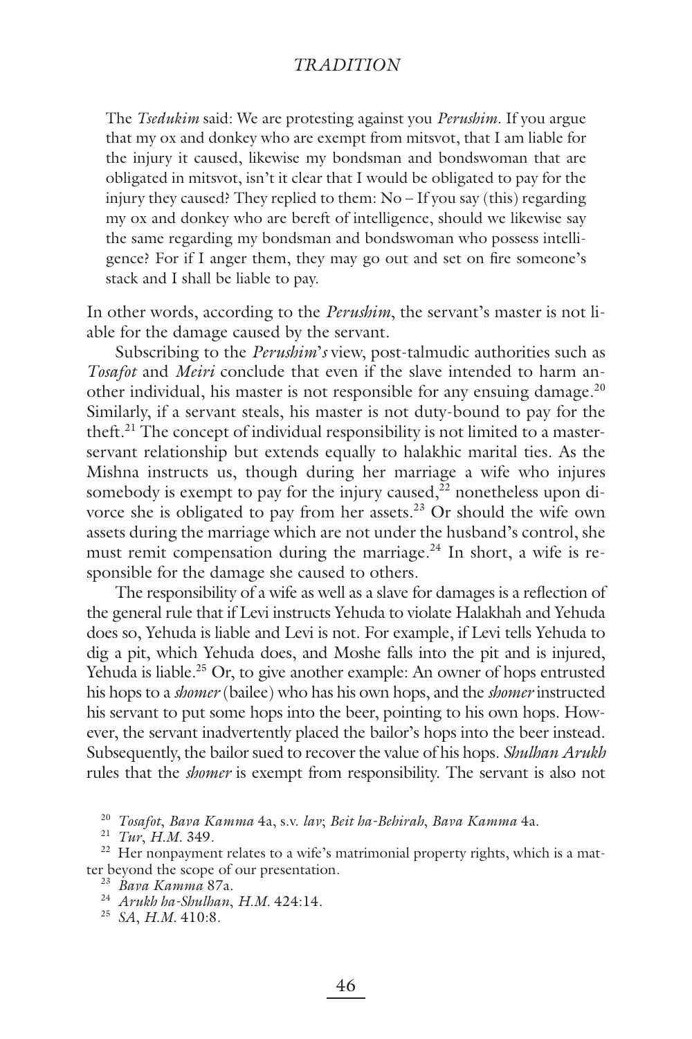> The *Tsedukim* said: We are protesting against you *Perushim*. If you argue that my ox and donkey who are exempt from mitsvot, that I am liable for the injury it caused, likewise my bondsman and bondswoman that are obligated in mitsvot, isn't it clear that I would be obligated to pay for the injury they caused? They replied to them: No – If you say (this) regarding my ox and donkey who are bereft of intelligence, should we likewise say the same regarding my bondsman and bondswoman who possess intelligence? For if I anger them, they may go out and set on fire someone's stack and I shall be liable to pay.

In other words, according to the *Perushim*, the servant's master is not liable for the damage caused by the servant.

Subscribing to the *Perushim*'s view, post-talmudic authorities such as *Tosafot* and *Meiri* conclude that even if the slave intended to harm another individual, his master is not responsible for any ensuing damage.[20] Similarly, if a servant steals, his master is not duty-bound to pay for the theft.[21] The concept of individual responsibility is not limited to a master-servant relationship but extends equally to halakhic marital ties. As the Mishna instructs us, though during her marriage a wife who injures somebody is exempt to pay for the injury caused,[22] nonetheless upon divorce she is obligated to pay from her assets.[23] Or should the wife own assets during the marriage which are not under the husband's control, she must remit compensation during the marriage.[24] In short, a wife is responsible for the damage she caused to others.

The responsibility of a wife as well as a slave for damages is a reflection of the general rule that if Levi instructs Yehuda to violate Halakhah and Yehuda does so, Yehuda is liable and Levi is not. For example, if Levi tells Yehuda to dig a pit, which Yehuda does, and Moshe falls into the pit and is injured, Yehuda is liable.[25] Or, to give another example: An owner of hops entrusted his hops to a *shomer* (bailee) who has his own hops, and the *shomer* instructed his servant to put some hops into the beer, pointing to his own hops. However, the servant inadvertently placed the bailor's hops into the beer instead. Subsequently, the bailor sued to recover the value of his hops. *Shulhan Arukh* rules that the *shomer* is exempt from responsibility. The servant is also not

---

[20] *Tosafot*, *Bava Kamma* 4a, s.v. *lav*; *Beit ha-Behirah*, *Bava Kamma* 4a.

[21] *Tur*, *H.M.* 349.

[22] Her nonpayment relates to a wife's matrimonial property rights, which is a matter beyond the scope of our presentation.

[23] *Bava Kamma* 87a.

[24] *Arukh ha-Shulhan*, *H.M.* 424:14.

[25] *SA*, *H.M.* 410:8.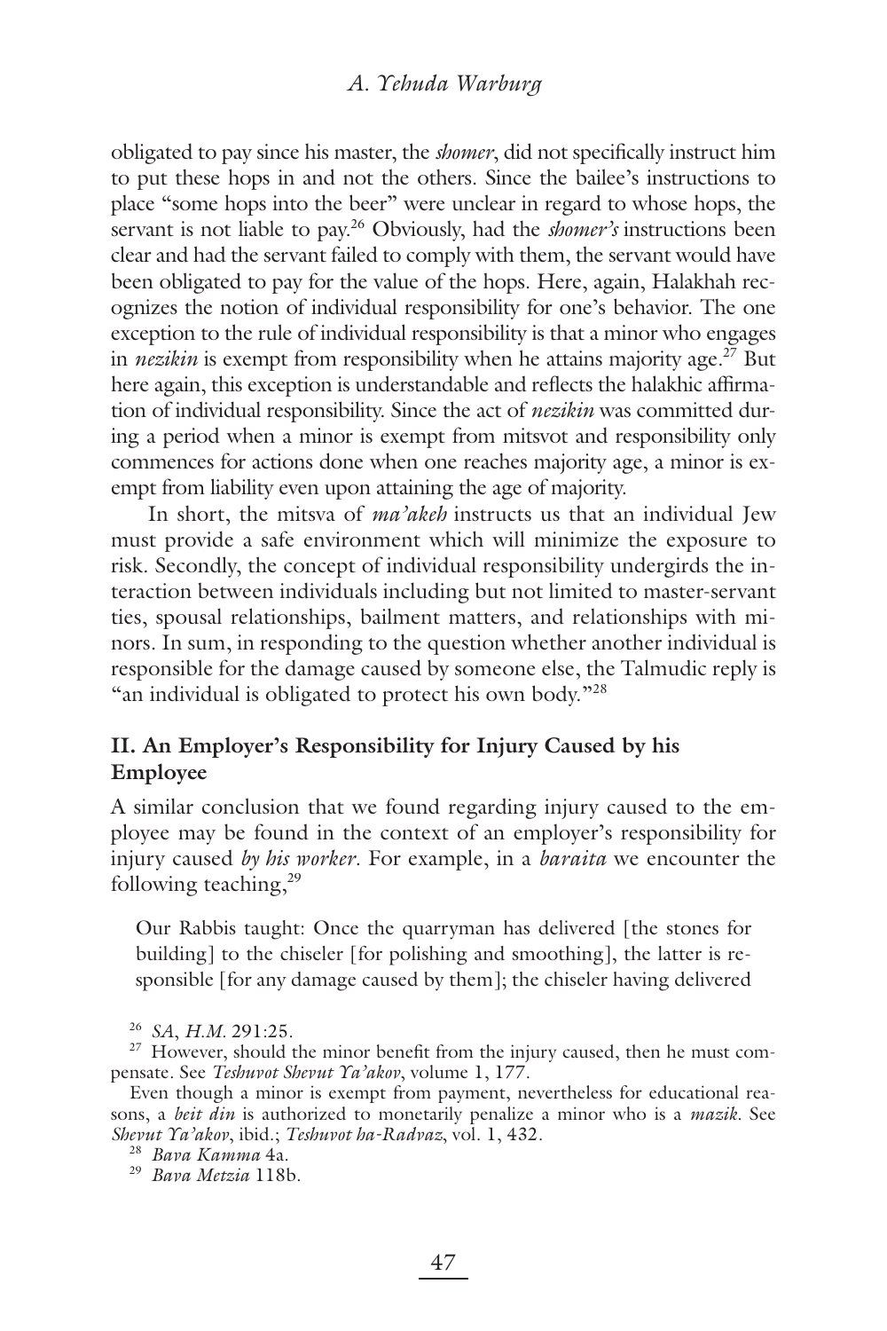obligated to pay since his master, the *shomer*, did not specifically instruct him to put these hops in and not the others. Since the bailee's instructions to place "some hops into the beer" were unclear in regard to whose hops, the servant is not liable to pay.[26] Obviously, had the *shomer's* instructions been clear and had the servant failed to comply with them, the servant would have been obligated to pay for the value of the hops. Here, again, Halakhah recognizes the notion of individual responsibility for one's behavior. The one exception to the rule of individual responsibility is that a minor who engages in *nezikin* is exempt from responsibility when he attains majority age.[27] But here again, this exception is understandable and reflects the halakhic affirmation of individual responsibility. Since the act of *nezikin* was committed during a period when a minor is exempt from mitsvot and responsibility only commences for actions done when one reaches majority age, a minor is exempt from liability even upon attaining the age of majority.

In short, the mitsva of *ma'akeh* instructs us that an individual Jew must provide a safe environment which will minimize the exposure to risk. Secondly, the concept of individual responsibility undergirds the interaction between individuals including but not limited to master-servant ties, spousal relationships, bailment matters, and relationships with minors. In sum, in responding to the question whether another individual is responsible for the damage caused by someone else, the Talmudic reply is "an individual is obligated to protect his own body."[28]

## II. An Employer's Responsibility for Injury Caused by his Employee

A similar conclusion that we found regarding injury caused to the employee may be found in the context of an employer's responsibility for injury caused *by his worker*. For example, in a *baraita* we encounter the following teaching,[29]

> Our Rabbis taught: Once the quarryman has delivered [the stones for building] to the chiseler [for polishing and smoothing], the latter is responsible [for any damage caused by them]; the chiseler having delivered

[26] *SA*, *H.M.* 291:25.

[27] However, should the minor benefit from the injury caused, then he must compensate. See *Teshuvot Shevut Ya'akov*, volume 1, 177.

Even though a minor is exempt from payment, nevertheless for educational reasons, a *beit din* is authorized to monetarily penalize a minor who is a *mazik*. See *Shevut Ya'akov*, ibid.; *Teshuvot ha-Radvaz*, vol. 1, 432.

[28] *Bava Kamma* 4a.

[29] *Bava Metzia* 118b.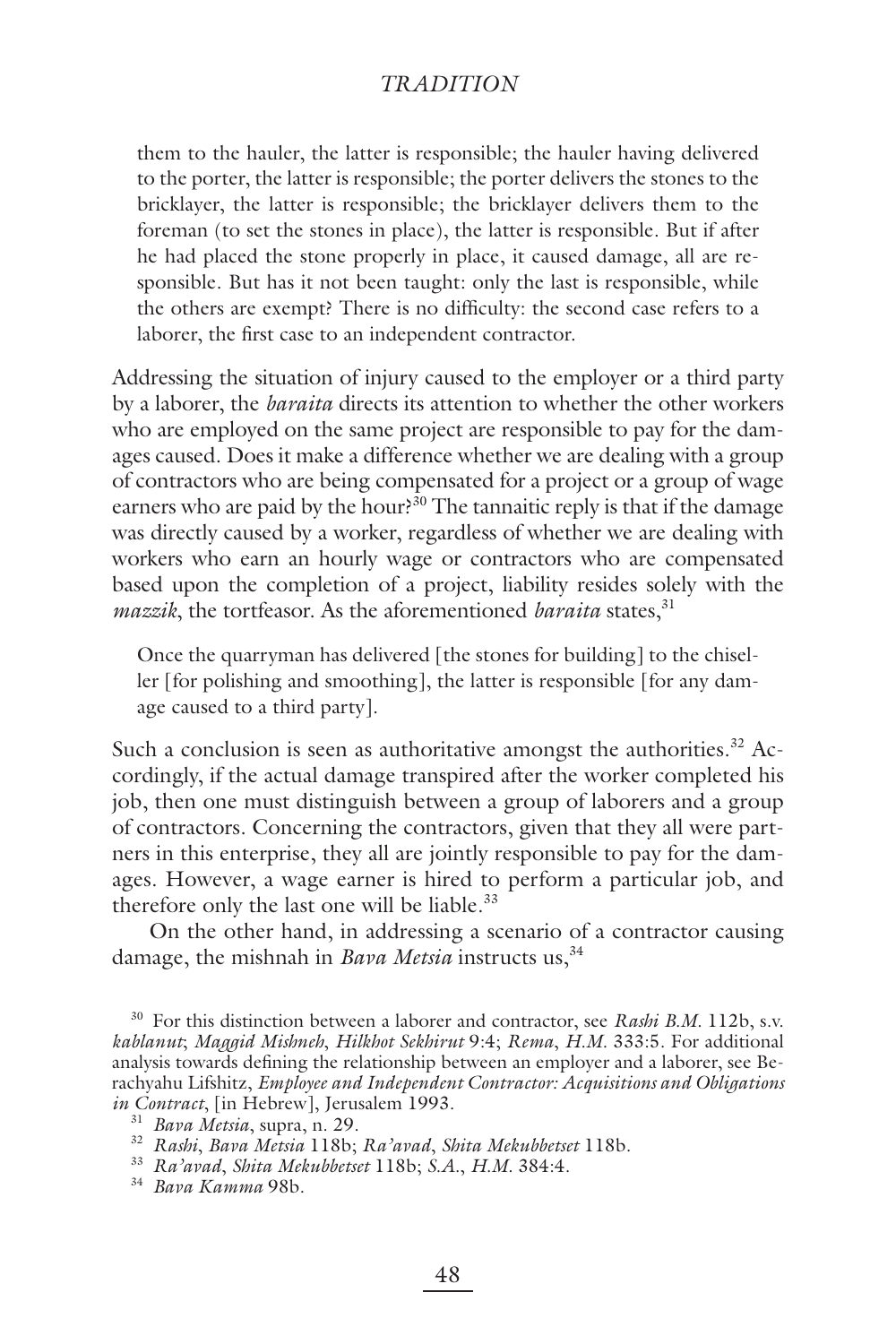> them to the hauler, the latter is responsible; the hauler having delivered to the porter, the latter is responsible; the porter delivers the stones to the bricklayer, the latter is responsible; the bricklayer delivers them to the foreman (to set the stones in place), the latter is responsible. But if after he had placed the stone properly in place, it caused damage, all are responsible. But has it not been taught: only the last is responsible, while the others are exempt? There is no difficulty: the second case refers to a laborer, the first case to an independent contractor.

Addressing the situation of injury caused to the employer or a third party by a laborer, the *baraita* directs its attention to whether the other workers who are employed on the same project are responsible to pay for the damages caused. Does it make a difference whether we are dealing with a group of contractors who are being compensated for a project or a group of wage earners who are paid by the hour?[30] The tannaitic reply is that if the damage was directly caused by a worker, regardless of whether we are dealing with workers who earn an hourly wage or contractors who are compensated based upon the completion of a project, liability resides solely with the *mazzik*, the tortfeasor. As the aforementioned *baraita* states,[31]

> Once the quarryman has delivered [the stones for building] to the chiseller [for polishing and smoothing], the latter is responsible [for any damage caused to a third party].

Such a conclusion is seen as authoritative amongst the authorities.[32] Accordingly, if the actual damage transpired after the worker completed his job, then one must distinguish between a group of laborers and a group of contractors. Concerning the contractors, given that they all were partners in this enterprise, they all are jointly responsible to pay for the damages. However, a wage earner is hired to perform a particular job, and therefore only the last one will be liable.[33]

On the other hand, in addressing a scenario of a contractor causing damage, the mishnah in *Bava Metsia* instructs us,[34]

---

[30] For this distinction between a laborer and contractor, see *Rashi B.M.* 112b, s.v. *kablanut*; *Maggid Mishneh*, *Hilkhot Sekhirut* 9:4; *Rema*, *H.M.* 333:5. For additional analysis towards defining the relationship between an employer and a laborer, see Berachyahu Lifshitz, *Employee and Independent Contractor: Acquisitions and Obligations in Contract*, [in Hebrew], Jerusalem 1993.

[31] *Bava Metsia*, supra, n. 29.

[32] *Rashi*, *Bava Metsia* 118b; *Ra'avad*, *Shita Mekubbetset* 118b.

[33] *Ra'avad*, *Shita Mekubbetset* 118b; *S.A.*, *H.M.* 384:4.

[34] *Bava Kamma* 98b.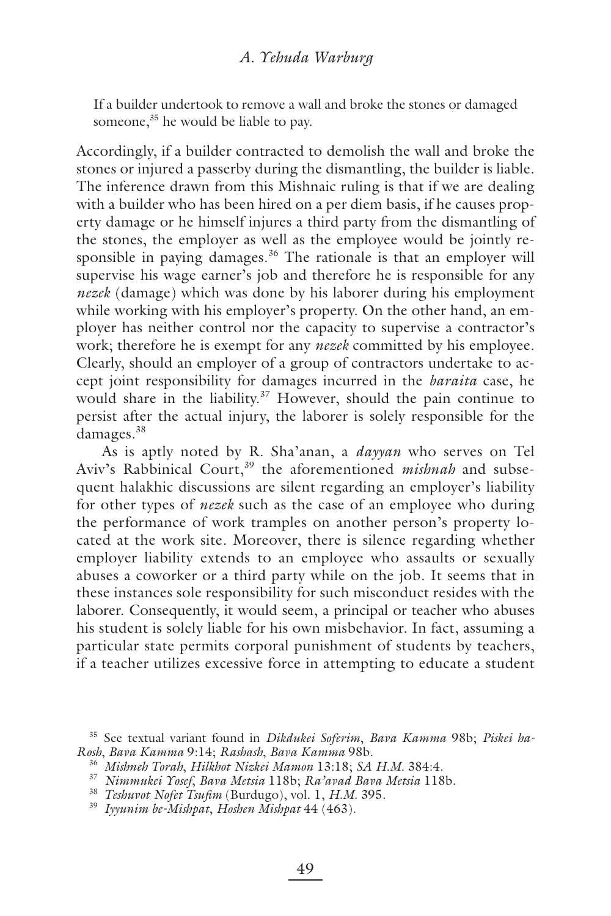If a builder undertook to remove a wall and broke the stones or damaged someone,[35] he would be liable to pay.

Accordingly, if a builder contracted to demolish the wall and broke the stones or injured a passerby during the dismantling, the builder is liable. The inference drawn from this Mishnaic ruling is that if we are dealing with a builder who has been hired on a per diem basis, if he causes property damage or he himself injures a third party from the dismantling of the stones, the employer as well as the employee would be jointly responsible in paying damages.[36] The rationale is that an employer will supervise his wage earner's job and therefore he is responsible for any *nezek* (damage) which was done by his laborer during his employment while working with his employer's property. On the other hand, an employer has neither control nor the capacity to supervise a contractor's work; therefore he is exempt for any *nezek* committed by his employee. Clearly, should an employer of a group of contractors undertake to accept joint responsibility for damages incurred in the *baraita* case, he would share in the liability.[37] However, should the pain continue to persist after the actual injury, the laborer is solely responsible for the damages.[38]

As is aptly noted by R. Sha'anan, a *dayyan* who serves on Tel Aviv's Rabbinical Court,[39] the aforementioned *mishnah* and subsequent halakhic discussions are silent regarding an employer's liability for other types of *nezek* such as the case of an employee who during the performance of work tramples on another person's property located at the work site. Moreover, there is silence regarding whether employer liability extends to an employee who assaults or sexually abuses a coworker or a third party while on the job. It seems that in these instances sole responsibility for such misconduct resides with the laborer. Consequently, it would seem, a principal or teacher who abuses his student is solely liable for his own misbehavior. In fact, assuming a particular state permits corporal punishment of students by teachers, if a teacher utilizes excessive force in attempting to educate a student

---

[35] See textual variant found in *Dikdukei Soferim*, *Bava Kamma* 98b; *Piskei ha-Rosh*, *Bava Kamma* 9:14; *Rashash*, *Bava Kamma* 98b.

[36] *Mishneh Torah*, *Hilkhot Nizkei Mamon* 13:18; *SA H.M.* 384:4.

[37] *Nimmukei Yosef*, *Bava Metsia* 118b; *Ra'avad Bava Metsia* 118b.

[38] *Teshuvot Nofet Tsufim* (Burdugo), vol. 1, *H.M.* 395.

[39] *Iyyunim be-Mishpat*, *Hoshen Mishpat* 44 (463).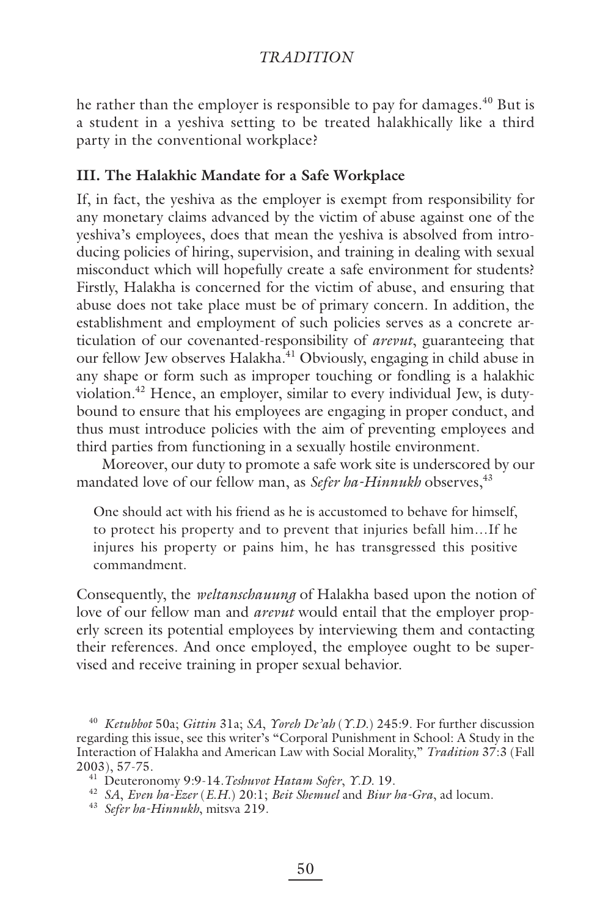he rather than the employer is responsible to pay for damages.[40] But is a student in a yeshiva setting to be treated halakhically like a third party in the conventional workplace?

### III. The Halakhic Mandate for a Safe Workplace

If, in fact, the yeshiva as the employer is exempt from responsibility for any monetary claims advanced by the victim of abuse against one of the yeshiva's employees, does that mean the yeshiva is absolved from introducing policies of hiring, supervision, and training in dealing with sexual misconduct which will hopefully create a safe environment for students? Firstly, Halakha is concerned for the victim of abuse, and ensuring that abuse does not take place must be of primary concern. In addition, the establishment and employment of such policies serves as a concrete articulation of our covenanted-responsibility of *arevut*, guaranteeing that our fellow Jew observes Halakha.[41] Obviously, engaging in child abuse in any shape or form such as improper touching or fondling is a halakhic violation.[42] Hence, an employer, similar to every individual Jew, is duty-bound to ensure that his employees are engaging in proper conduct, and thus must introduce policies with the aim of preventing employees and third parties from functioning in a sexually hostile environment.

Moreover, our duty to promote a safe work site is underscored by our mandated love of our fellow man, as *Sefer ha-Hinnukh* observes,[43]

> One should act with his friend as he is accustomed to behave for himself, to protect his property and to prevent that injuries befall him…If he injures his property or pains him, he has transgressed this positive commandment.

Consequently, the *weltanschauung* of Halakha based upon the notion of love of our fellow man and *arevut* would entail that the employer properly screen its potential employees by interviewing them and contacting their references. And once employed, the employee ought to be supervised and receive training in proper sexual behavior.

---

[40] *Ketubbot* 50a; *Gittin* 31a; *SA*, *Yoreh De'ah* (*Y.D.*) 245:9. For further discussion regarding this issue, see this writer's "Corporal Punishment in School: A Study in the Interaction of Halakha and American Law with Social Morality," *Tradition* 37:3 (Fall 2003), 57-75.

[41] Deuteronomy 9:9-14.*Teshuvot Hatam Sofer*, *Y.D.* 19.

[42] *SA*, *Even ha-Ezer* (*E.H.*) 20:1; *Beit Shemuel* and *Biur ha-Gra*, ad locum.

[43] *Sefer ha-Hinnukh*, mitsva 219.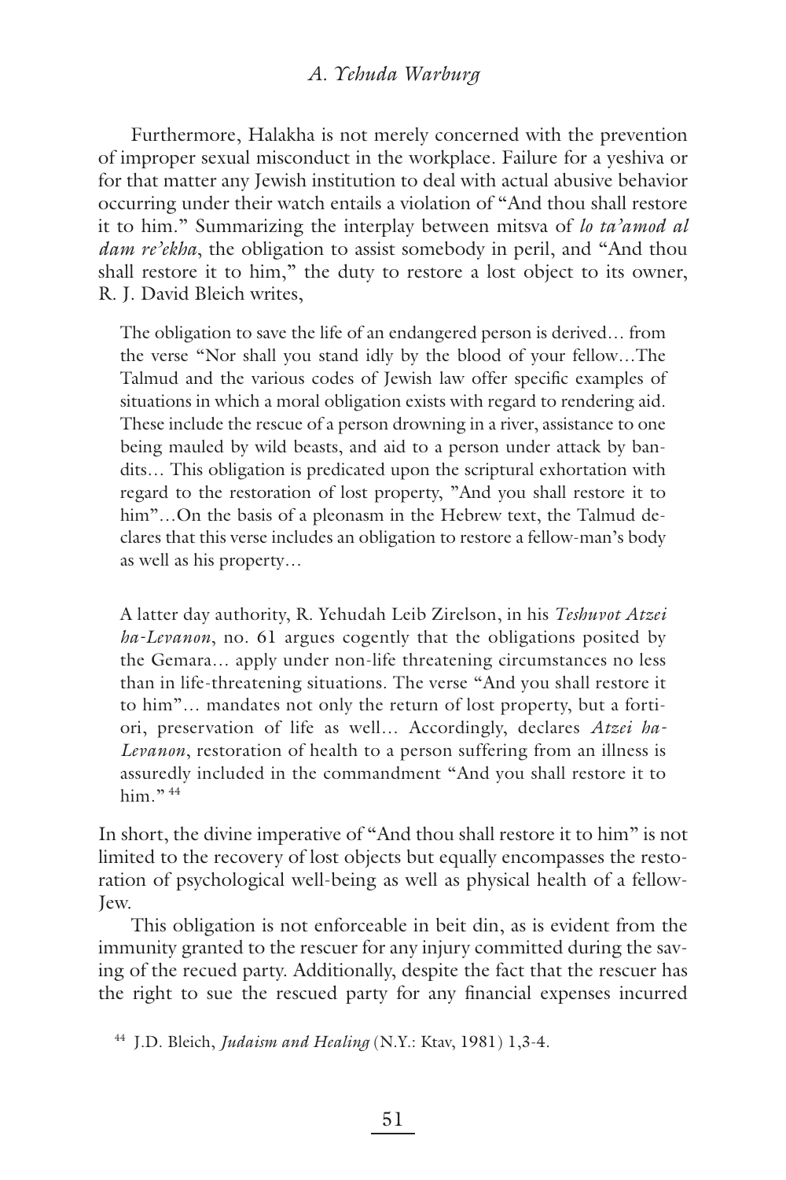Furthermore, Halakha is not merely concerned with the prevention of improper sexual misconduct in the workplace. Failure for a yeshiva or for that matter any Jewish institution to deal with actual abusive behavior occurring under their watch entails a violation of "And thou shall restore it to him." Summarizing the interplay between mitsva of *lo ta'amod al dam re'ekha*, the obligation to assist somebody in peril, and "And thou shall restore it to him," the duty to restore a lost object to its owner, R. J. David Bleich writes,

> The obligation to save the life of an endangered person is derived... from the verse "Nor shall you stand idly by the blood of your fellow...The Talmud and the various codes of Jewish law offer specific examples of situations in which a moral obligation exists with regard to rendering aid. These include the rescue of a person drowning in a river, assistance to one being mauled by wild beasts, and aid to a person under attack by bandits... This obligation is predicated upon the scriptural exhortation with regard to the restoration of lost property, "And you shall restore it to him"...On the basis of a pleonasm in the Hebrew text, the Talmud declares that this verse includes an obligation to restore a fellow-man's body as well as his property...
>
> A latter day authority, R. Yehudah Leib Zirelson, in his *Teshuvot Atzei ha-Levanon*, no. 61 argues cogently that the obligations posited by the Gemara... apply under non-life threatening circumstances no less than in life-threatening situations. The verse "And you shall restore it to him"... mandates not only the return of lost property, but a fortiori, preservation of life as well... Accordingly, declares *Atzei ha-Levanon*, restoration of health to a person suffering from an illness is assuredly included in the commandment "And you shall restore it to him." [44]

In short, the divine imperative of "And thou shall restore it to him" is not limited to the recovery of lost objects but equally encompasses the restoration of psychological well-being as well as physical health of a fellow-Jew.

This obligation is not enforceable in beit din, as is evident from the immunity granted to the rescuer for any injury committed during the saving of the recued party. Additionally, despite the fact that the rescuer has the right to sue the rescued party for any financial expenses incurred

[44] J.D. Bleich, *Judaism and Healing* (N.Y.: Ktav, 1981) 1,3-4.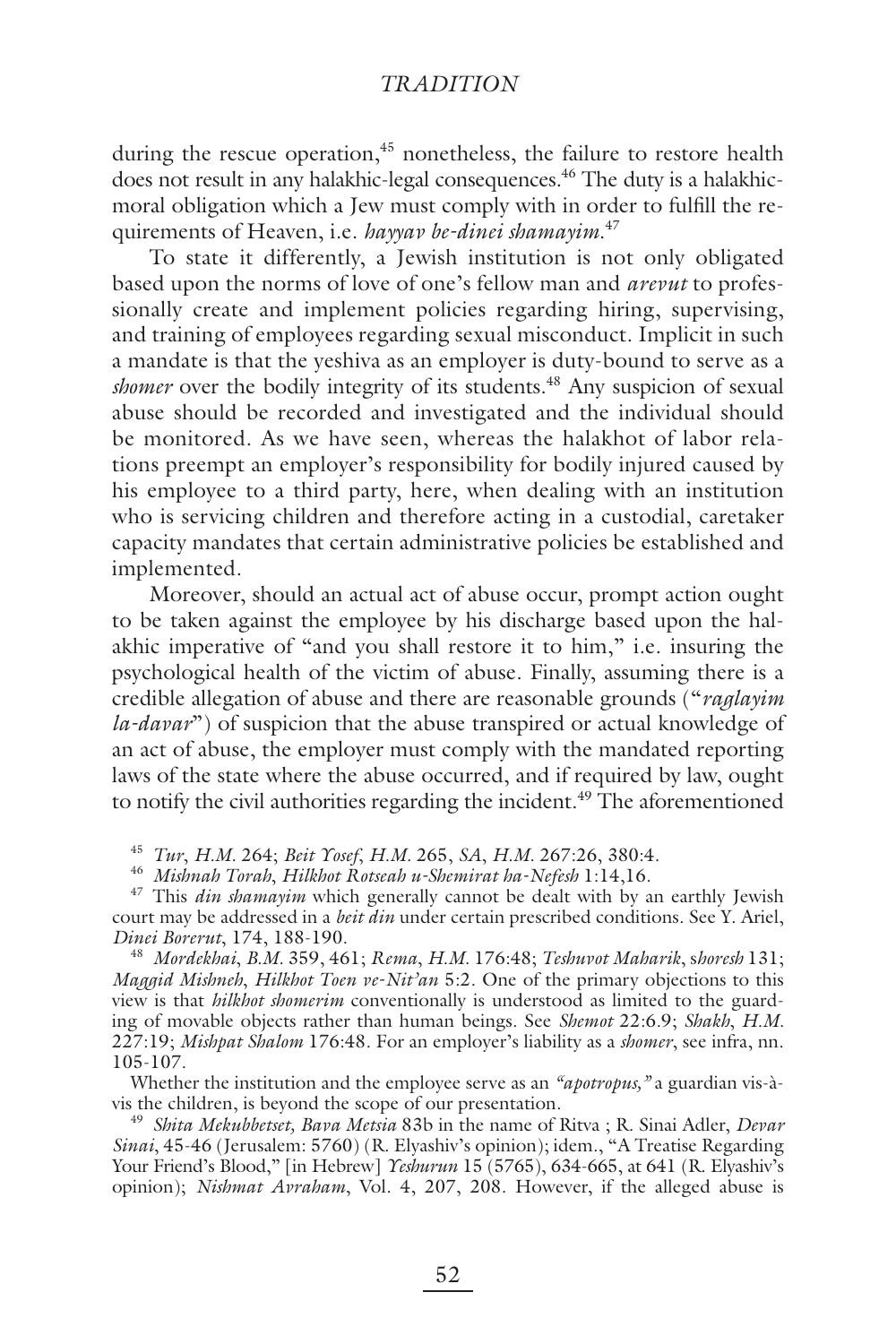during the rescue operation,[45] nonetheless, the failure to restore health does not result in any halakhic-legal consequences.[46] The duty is a halakhic-moral obligation which a Jew must comply with in order to fulfill the requirements of Heaven, i.e. *hayyav be-dinei shamayim*.[47]

To state it differently, a Jewish institution is not only obligated based upon the norms of love of one's fellow man and *arevut* to professionally create and implement policies regarding hiring, supervising, and training of employees regarding sexual misconduct. Implicit in such a mandate is that the yeshiva as an employer is duty-bound to serve as a *shomer* over the bodily integrity of its students.[48] Any suspicion of sexual abuse should be recorded and investigated and the individual should be monitored. As we have seen, whereas the halakhot of labor relations preempt an employer's responsibility for bodily injured caused by his employee to a third party, here, when dealing with an institution who is servicing children and therefore acting in a custodial, caretaker capacity mandates that certain administrative policies be established and implemented.

Moreover, should an actual act of abuse occur, prompt action ought to be taken against the employee by his discharge based upon the halakhic imperative of "and you shall restore it to him," i.e. insuring the psychological health of the victim of abuse. Finally, assuming there is a credible allegation of abuse and there are reasonable grounds ("*raglayim la-davar*") of suspicion that the abuse transpired or actual knowledge of an act of abuse, the employer must comply with the mandated reporting laws of the state where the abuse occurred, and if required by law, ought to notify the civil authorities regarding the incident.[49] The aforementioned

---

[45] *Tur*, *H.M.* 264; *Beit Yosef*, *H.M.* 265, *SA*, *H.M.* 267:26, 380:4.

[46] *Mishnah Torah*, *Hilkhot Rotseah u-Shemirat ha-Nefesh* 1:14,16.

[47] This *din shamayim* which generally cannot be dealt with by an earthly Jewish court may be addressed in a *beit din* under certain prescribed conditions. See Y. Ariel, *Dinei Borerut*, 174, 188-190.

[48] *Mordekhai*, *B.M.* 359, 461; *Rema*, *H.M.* 176:48; *Teshuvot Maharik*, *shoresh* 131; *Maggid Mishneh*, *Hilkhot Toen ve-Nit'an* 5:2. One of the primary objections to this view is that *hilkhot shomerim* conventionally is understood as limited to the guarding of movable objects rather than human beings. See *Shemot* 22:6.9; *Shakh*, *H.M.* 227:19; *Mishpat Shalom* 176:48. For an employer's liability as a *shomer*, see infra, nn. 105-107.

Whether the institution and the employee serve as an *"apotropus,"* a guardian vis-à-vis the children, is beyond the scope of our presentation.

[49] *Shita Mekubbetset, Bava Metsia* 83b in the name of Ritva ; R. Sinai Adler, *Devar Sinai*, 45-46 (Jerusalem: 5760) (R. Elyashiv's opinion); idem., "A Treatise Regarding Your Friend's Blood," [in Hebrew] *Yeshurun* 15 (5765), 634-665, at 641 (R. Elyashiv's opinion); *Nishmat Avraham*, Vol. 4, 207, 208. However, if the alleged abuse is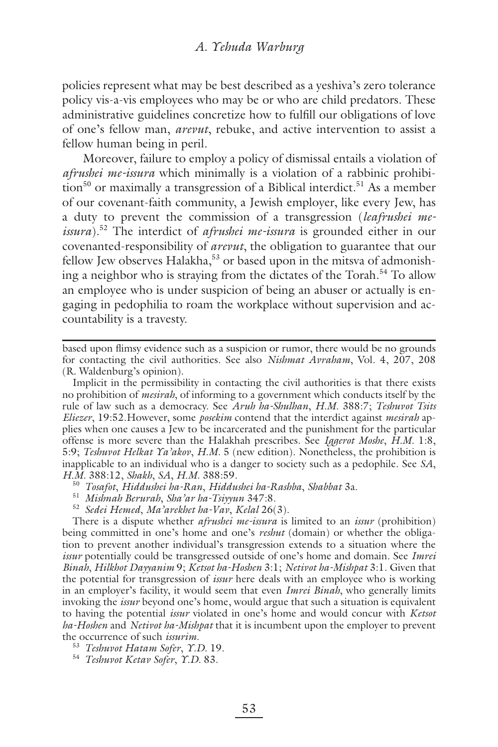policies represent what may be best described as a yeshiva's zero tolerance policy vis-a-vis employees who may be or who are child predators. These administrative guidelines concretize how to fulfill our obligations of love of one's fellow man, *arevut*, rebuke, and active intervention to assist a fellow human being in peril.

Moreover, failure to employ a policy of dismissal entails a violation of *afrushei me-issura* which minimally is a violation of a rabbinic prohibition[50] or maximally a transgression of a Biblical interdict.[51] As a member of our covenant-faith community, a Jewish employer, like every Jew, has a duty to prevent the commission of a transgression (*leafrushei me-issura*).[52] The interdict of *afrushei me-issura* is grounded either in our covenanted-responsibility of *arevut*, the obligation to guarantee that our fellow Jew observes Halakha,[53] or based upon in the mitsva of admonishing a neighbor who is straying from the dictates of the Torah.[54] To allow an employee who is under suspicion of being an abuser or actually is engaging in pedophilia to roam the workplace without supervision and accountability is a travesty.

---

based upon flimsy evidence such as a suspicion or rumor, there would be no grounds for contacting the civil authorities. See also *Nishmat Avraham*, Vol. 4, 207, 208 (R. Waldenburg's opinion).

Implicit in the permissibility in contacting the civil authorities is that there exists no prohibition of *mesirah*, of informing to a government which conducts itself by the rule of law such as a democracy. See *Aruh ha-Shulhan*, *H.M.* 388:7; *Teshuvot Tsits Eliezer*, 19:52.However, some *posekim* contend that the interdict against *mesirah* applies when one causes a Jew to be incarcerated and the punishment for the particular offense is more severe than the Halakhah prescribes. See *Iggerot Moshe*, *H.M.* 1:8, 5:9; *Teshuvot Helkat Ya'akov*, *H.M.* 5 (new edition). Nonetheless, the prohibition is inapplicable to an individual who is a danger to society such as a pedophile. See *SA*, *H.M.* 388:12, *Shakh*, *SA*, *H.M.* 388:59.

[50] *Tosafot*, *Hiddushei ha-Ran*, *Hiddushei ha-Rashba*, *Shabbat* 3a.

[51] *Mishnah Berurah*, *Sha'ar ha-Tsiyyun* 347:8.

[52] *Sedei Hemed*, *Ma'arekhet ha-Vav*, *Kelal* 26(3).

There is a dispute whether *afrushei me-issura* is limited to an *issur* (prohibition) being committed in one's home and one's *reshut* (domain) or whether the obligation to prevent another individual's transgression extends to a situation where the *issur* potentially could be transgressed outside of one's home and domain. See *Imrei Binah*, *Hilkhot Dayyanim* 9; *Ketsot ha-Hoshen* 3:1; *Netivot ha-Mishpat* 3:1. Given that the potential for transgression of *issur* here deals with an employee who is working in an employer's facility, it would seem that even *Imrei Binah*, who generally limits invoking the *issur* beyond one's home, would argue that such a situation is equivalent to having the potential *issur* violated in one's home and would concur with *Ketsot ha-Hoshen* and *Netivot ha-Mishpat* that it is incumbent upon the employer to prevent the occurrence of such *issurim*.

[53] *Teshuvot Hatam Sofer*, *Y.D.* 19.

[54] *Teshuvot Ketav Sofer*, *Y.D.* 83.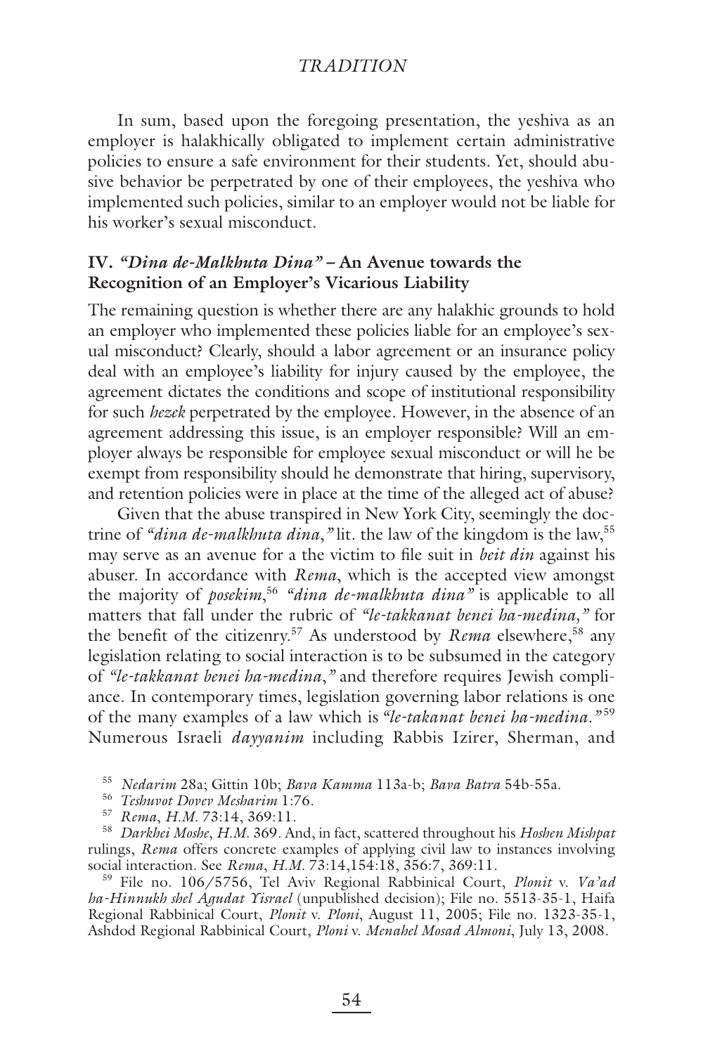In sum, based upon the foregoing presentation, the yeshiva as an employer is halakhically obligated to implement certain administrative policies to ensure a safe environment for their students. Yet, should abusive behavior be perpetrated by one of their employees, the yeshiva who implemented such policies, similar to an employer would not be liable for his worker's sexual misconduct.

## IV. *"Dina de-Malkhuta Dina"* – An Avenue towards the Recognition of an Employer's Vicarious Liability

The remaining question is whether there are any halakhic grounds to hold an employer who implemented these policies liable for an employee's sexual misconduct? Clearly, should a labor agreement or an insurance policy deal with an employee's liability for injury caused by the employee, the agreement dictates the conditions and scope of institutional responsibility for such *hezek* perpetrated by the employee. However, in the absence of an agreement addressing this issue, is an employer responsible? Will an employer always be responsible for employee sexual misconduct or will he be exempt from responsibility should he demonstrate that hiring, supervisory, and retention policies were in place at the time of the alleged act of abuse?

Given that the abuse transpired in New York City, seemingly the doctrine of *"dina de-malkhuta dina,"* lit. the law of the kingdom is the law,[55] may serve as an avenue for a the victim to file suit in *beit din* against his abuser. In accordance with *Rema*, which is the accepted view amongst the majority of *posekim*,[56] *"dina de-malkhuta dina"* is applicable to all matters that fall under the rubric of *"le-takkanat benei ha-medina,"* for the benefit of the citizenry.[57] As understood by *Rema* elsewhere,[58] any legislation relating to social interaction is to be subsumed in the category of *"le-takkanat benei ha-medina,"* and therefore requires Jewish compliance. In contemporary times, legislation governing labor relations is one of the many examples of a law which is *"le-takanat benei ha-medina."*[59] Numerous Israeli *dayyanim* including Rabbis Izirer, Sherman, and

---

[55] *Nedarim* 28a; Gittin 10b; *Bava Kamma* 113a-b; *Bava Batra* 54b-55a.

[56] *Teshuvot Dovev Mesharim* 1:76.

[57] *Rema*, *H.M.* 73:14, 369:11.

[58] *Darkhei Moshe*, *H.M.* 369. And, in fact, scattered throughout his *Hoshen Mishpat* rulings, *Rema* offers concrete examples of applying civil law to instances involving social interaction. See *Rema*, *H.M.* 73:14,154:18, 356:7, 369:11.

[59] File no. 106/5756, Tel Aviv Regional Rabbinical Court, *Plonit* v. *Va'ad ha-Hinnukh shel Agudat Yisrael* (unpublished decision); File no. 5513-35-1, Haifa Regional Rabbinical Court, *Plonit* v. *Ploni*, August 11, 2005; File no. 1323-35-1, Ashdod Regional Rabbinical Court, *Ploni* v. *Menahel Mosad Almoni*, July 13, 2008.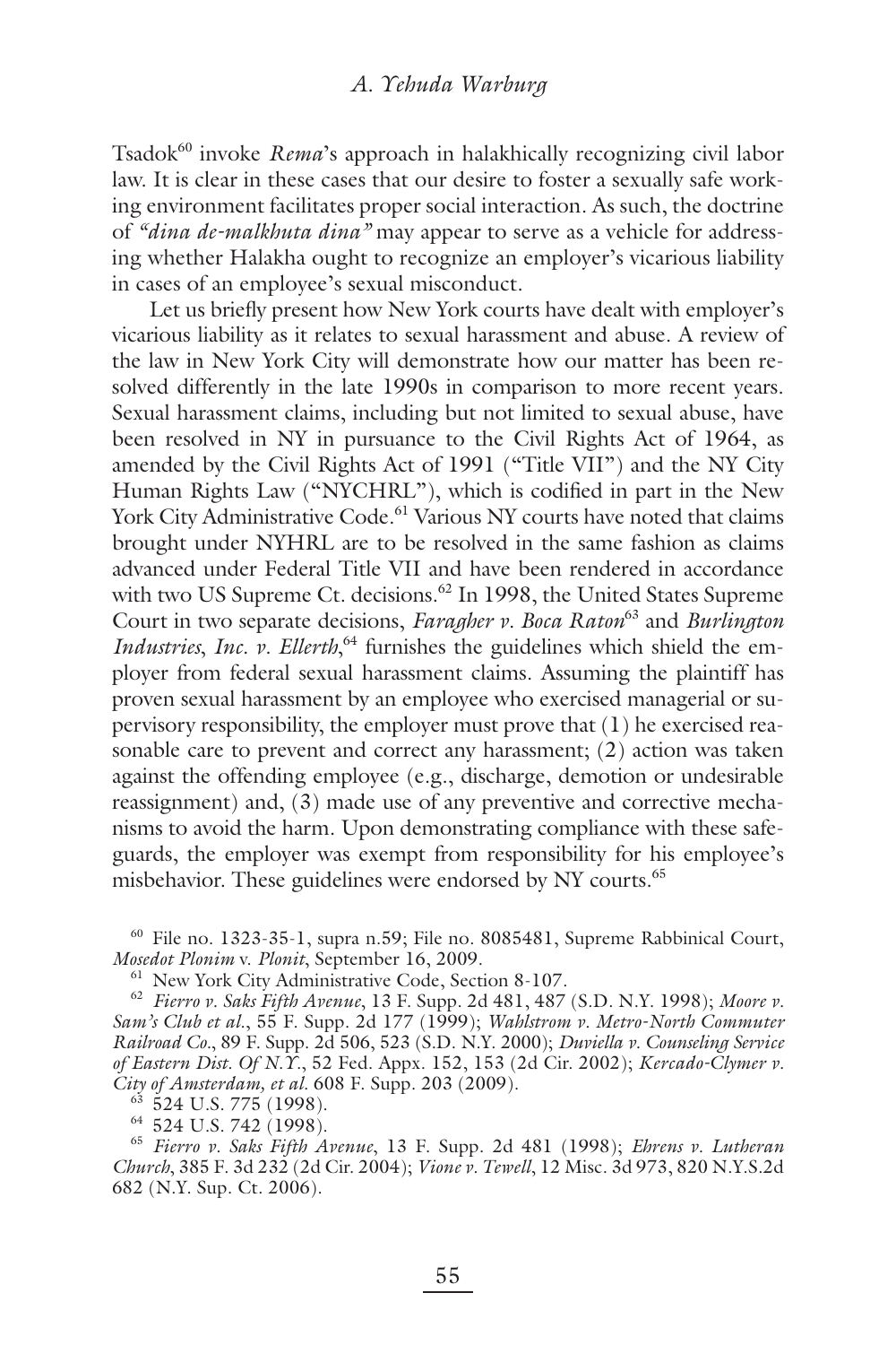Tsadok[60] invoke *Rema*'s approach in halakhically recognizing civil labor law. It is clear in these cases that our desire to foster a sexually safe working environment facilitates proper social interaction. As such, the doctrine of *"dina de-malkhuta dina"* may appear to serve as a vehicle for addressing whether Halakha ought to recognize an employer's vicarious liability in cases of an employee's sexual misconduct.

Let us briefly present how New York courts have dealt with employer's vicarious liability as it relates to sexual harassment and abuse. A review of the law in New York City will demonstrate how our matter has been resolved differently in the late 1990s in comparison to more recent years. Sexual harassment claims, including but not limited to sexual abuse, have been resolved in NY in pursuance to the Civil Rights Act of 1964, as amended by the Civil Rights Act of 1991 ("Title VII") and the NY City Human Rights Law ("NYCHRL"), which is codified in part in the New York City Administrative Code.[61] Various NY courts have noted that claims brought under NYHRL are to be resolved in the same fashion as claims advanced under Federal Title VII and have been rendered in accordance with two US Supreme Ct. decisions.[62] In 1998, the United States Supreme Court in two separate decisions, *Faragher v. Boca Raton*[63] and *Burlington Industries, Inc. v. Ellerth*,[64] furnishes the guidelines which shield the employer from federal sexual harassment claims. Assuming the plaintiff has proven sexual harassment by an employee who exercised managerial or supervisory responsibility, the employer must prove that (1) he exercised reasonable care to prevent and correct any harassment; (2) action was taken against the offending employee (e.g., discharge, demotion or undesirable reassignment) and, (3) made use of any preventive and corrective mechanisms to avoid the harm. Upon demonstrating compliance with these safeguards, the employer was exempt from responsibility for his employee's misbehavior. These guidelines were endorsed by NY courts.[65]

[60] File no. 1323-35-1, supra n.59; File no. 8085481, Supreme Rabbinical Court, *Mosedot Plonim* v. *Plonit*, September 16, 2009.

[61] New York City Administrative Code, Section 8-107.

[62] *Fierro v. Saks Fifth Avenue*, 13 F. Supp. 2d 481, 487 (S.D. N.Y. 1998); *Moore v. Sam's Club et al.*, 55 F. Supp. 2d 177 (1999); *Wahlstrom v. Metro-North Commuter Railroad Co.*, 89 F. Supp. 2d 506, 523 (S.D. N.Y. 2000); *Duviella v. Counseling Service of Eastern Dist. Of N.Y.*, 52 Fed. Appx. 152, 153 (2d Cir. 2002); *Kercado-Clymer v. City of Amsterdam, et al.* 608 F. Supp. 203 (2009).

[63] 524 U.S. 775 (1998).

[64] 524 U.S. 742 (1998).

[65] *Fierro v. Saks Fifth Avenue*, 13 F. Supp. 2d 481 (1998); *Ehrens v. Lutheran Church*, 385 F. 3d 232 (2d Cir. 2004); *Vione v. Tewell*, 12 Misc. 3d 973, 820 N.Y.S.2d 682 (N.Y. Sup. Ct. 2006).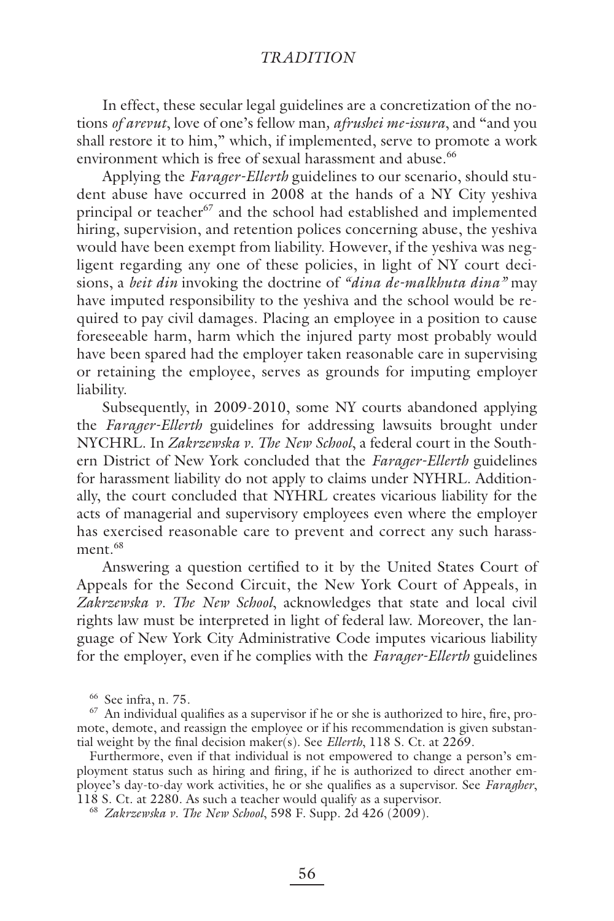In effect, these secular legal guidelines are a concretization of the notions *of arevut*, love of one's fellow man*, afrushei me-issura*, and "and you shall restore it to him," which, if implemented, serve to promote a work environment which is free of sexual harassment and abuse.[66]

Applying the *Farager-Ellerth* guidelines to our scenario, should student abuse have occurred in 2008 at the hands of a NY City yeshiva principal or teacher[67] and the school had established and implemented hiring, supervision, and retention polices concerning abuse, the yeshiva would have been exempt from liability. However, if the yeshiva was negligent regarding any one of these policies, in light of NY court decisions, a *beit din* invoking the doctrine of *"dina de-malkhuta dina"* may have imputed responsibility to the yeshiva and the school would be required to pay civil damages. Placing an employee in a position to cause foreseeable harm, harm which the injured party most probably would have been spared had the employer taken reasonable care in supervising or retaining the employee, serves as grounds for imputing employer liability.

Subsequently, in 2009-2010, some NY courts abandoned applying the *Farager-Ellerth* guidelines for addressing lawsuits brought under NYCHRL. In *Zakrzewska v. The New School*, a federal court in the Southern District of New York concluded that the *Farager-Ellerth* guidelines for harassment liability do not apply to claims under NYHRL. Additionally, the court concluded that NYHRL creates vicarious liability for the acts of managerial and supervisory employees even where the employer has exercised reasonable care to prevent and correct any such harassment.[68]

Answering a question certified to it by the United States Court of Appeals for the Second Circuit, the New York Court of Appeals, in *Zakrzewska v. The New School*, acknowledges that state and local civil rights law must be interpreted in light of federal law. Moreover, the language of New York City Administrative Code imputes vicarious liability for the employer, even if he complies with the *Farager-Ellerth* guidelines

---

[66] See infra, n. 75.

[67] An individual qualifies as a supervisor if he or she is authorized to hire, fire, promote, demote, and reassign the employee or if his recommendation is given substantial weight by the final decision maker(s). See *Ellerth*, 118 S. Ct. at 2269.

Furthermore, even if that individual is not empowered to change a person's employment status such as hiring and firing, if he is authorized to direct another employee's day-to-day work activities, he or she qualifies as a supervisor. See *Faragher*, 118 S. Ct. at 2280. As such a teacher would qualify as a supervisor.

[68] *Zakrzewska v. The New School*, 598 F. Supp. 2d 426 (2009).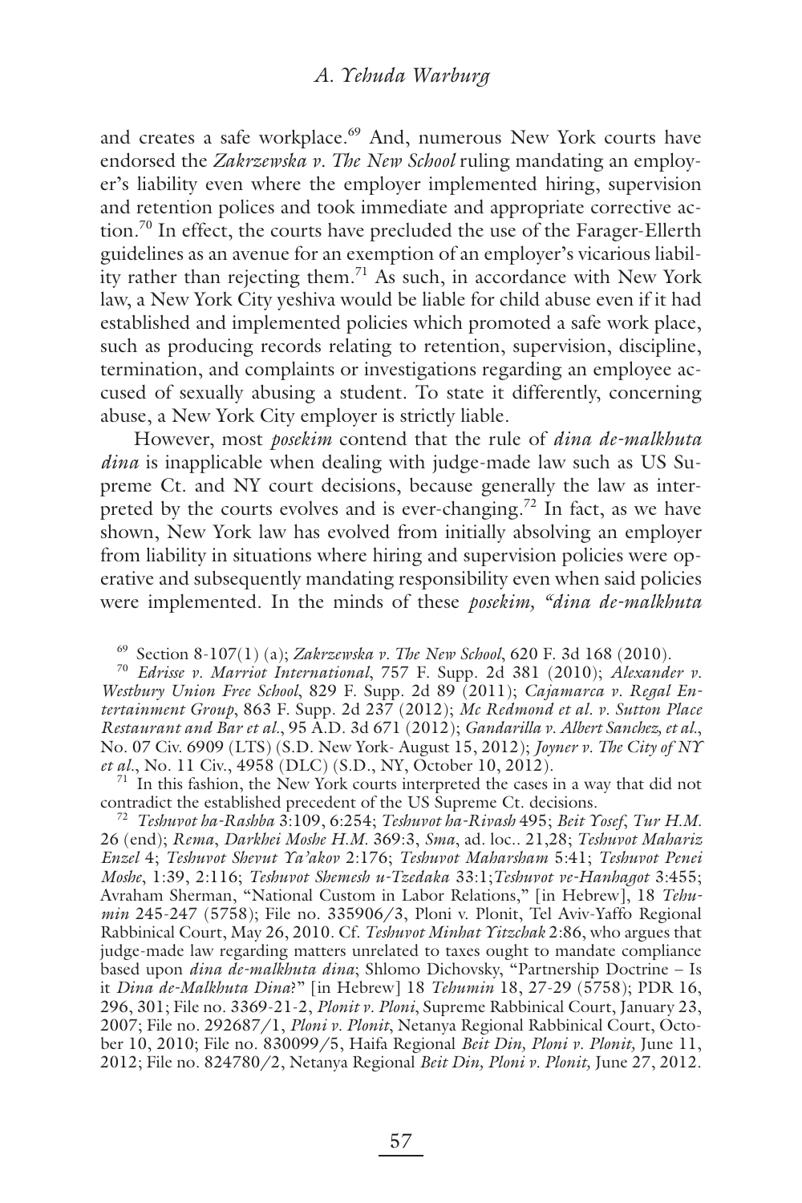and creates a safe workplace.[69] And, numerous New York courts have endorsed the *Zakrzewska v. The New School* ruling mandating an employer's liability even where the employer implemented hiring, supervision and retention polices and took immediate and appropriate corrective action.[70] In effect, the courts have precluded the use of the Farager-Ellerth guidelines as an avenue for an exemption of an employer's vicarious liability rather than rejecting them.[71] As such, in accordance with New York law, a New York City yeshiva would be liable for child abuse even if it had established and implemented policies which promoted a safe work place, such as producing records relating to retention, supervision, discipline, termination, and complaints or investigations regarding an employee accused of sexually abusing a student. To state it differently, concerning abuse, a New York City employer is strictly liable.

However, most *posekim* contend that the rule of *dina de-malkhuta dina* is inapplicable when dealing with judge-made law such as US Supreme Ct. and NY court decisions, because generally the law as interpreted by the courts evolves and is ever-changing.[72] In fact, as we have shown, New York law has evolved from initially absolving an employer from liability in situations where hiring and supervision policies were operative and subsequently mandating responsibility even when said policies were implemented. In the minds of these *posekim, "dina de-malkhuta*

---

[69] Section 8-107(1) (a); *Zakrzewska v. The New School*, 620 F. 3d 168 (2010).

[70] *Edrisse v. Marriot International*, 757 F. Supp. 2d 381 (2010); *Alexander v. Westbury Union Free School*, 829 F. Supp. 2d 89 (2011); *Cajamarca v. Regal Entertainment Group*, 863 F. Supp. 2d 237 (2012); *Mc Redmond et al. v. Sutton Place Restaurant and Bar et al.*, 95 A.D. 3d 671 (2012); *Gandarilla v. Albert Sanchez, et al.*, No. 07 Civ. 6909 (LTS) (S.D. New York- August 15, 2012); *Joyner v. The City of NY et al.*, No. 11 Civ., 4958 (DLC) (S.D., NY, October 10, 2012).

[71] In this fashion, the New York courts interpreted the cases in a way that did not contradict the established precedent of the US Supreme Ct. decisions.

[72] *Teshuvot ha-Rashba* 3:109, 6:254; *Teshuvot ha-Rivash* 495; *Beit Yosef*, *Tur H.M.* 26 (end); *Rema*, *Darkhei Moshe H.M.* 369:3, *Sma*, ad. loc.. 21,28; *Teshuvot Mahariz Enzel* 4; *Teshuvot Shevut Ya'akov* 2:176; *Teshuvot Maharsham* 5:41; *Teshuvot Penei Moshe*, 1:39, 2:116; *Teshuvot Shemesh u-Tzedaka* 33:1;*Teshuvot ve-Hanhagot* 3:455; Avraham Sherman, "National Custom in Labor Relations," [in Hebrew], 18 *Tehumin* 245-247 (5758); File no. 335906/3, Ploni v. Plonit, Tel Aviv-Yaffo Regional Rabbinical Court, May 26, 2010. Cf. *Teshuvot Minhat Yitzchak* 2:86, who argues that judge-made law regarding matters unrelated to taxes ought to mandate compliance based upon *dina de-malkhuta dina*; Shlomo Dichovsky, "Partnership Doctrine – Is it *Dina de-Malkhuta Dina*?" [in Hebrew] 18 *Tehumin* 18, 27-29 (5758); PDR 16, 296, 301; File no. 3369-21-2, *Plonit v. Ploni*, Supreme Rabbinical Court, January 23, 2007; File no. 292687/1, *Ploni v. Plonit*, Netanya Regional Rabbinical Court, October 10, 2010; File no. 830099/5, Haifa Regional *Beit Din, Ploni v. Plonit,* June 11, 2012; File no. 824780/2, Netanya Regional *Beit Din, Ploni v. Plonit,* June 27, 2012.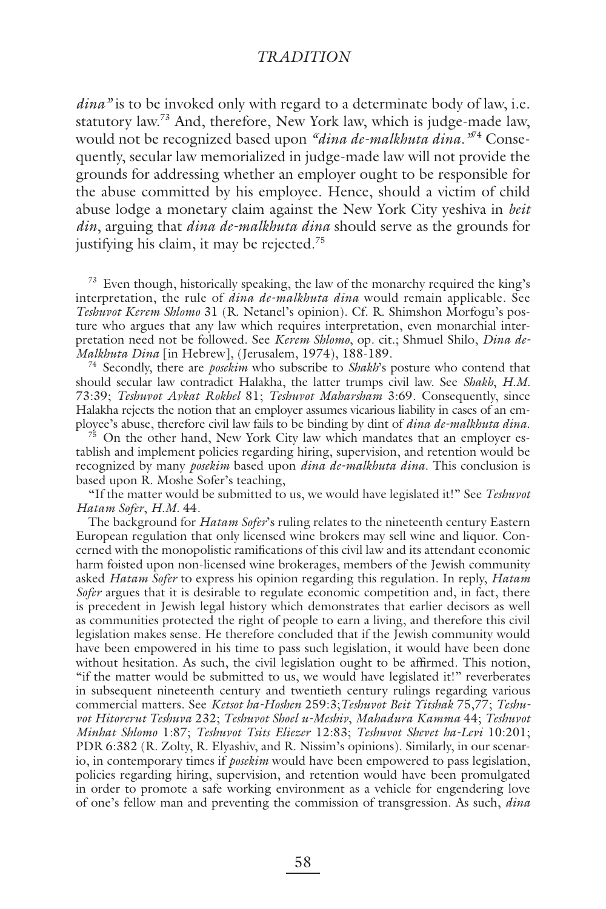*dina"* is to be invoked only with regard to a determinate body of law, i.e. statutory law.[73] And, therefore, New York law, which is judge-made law, would not be recognized based upon *"dina de-malkhuta dina."*[74] Consequently, secular law memorialized in judge-made law will not provide the grounds for addressing whether an employer ought to be responsible for the abuse committed by his employee. Hence, should a victim of child abuse lodge a monetary claim against the New York City yeshiva in *beit din*, arguing that *dina de-malkhuta dina* should serve as the grounds for justifying his claim, it may be rejected.[75]

[73] Even though, historically speaking, the law of the monarchy required the king's interpretation, the rule of *dina de-malkhuta dina* would remain applicable. See *Teshuvot Kerem Shlomo* 31 (R. Netanel's opinion). Cf. R. Shimshon Morfogu's posture who argues that any law which requires interpretation, even monarchial interpretation need not be followed. See *Kerem Shlomo*, op. cit.; Shmuel Shilo, *Dina de-Malkhuta Dina* [in Hebrew], (Jerusalem, 1974), 188-189.

[74] Secondly, there are *posekim* who subscribe to *Shakh*'s posture who contend that should secular law contradict Halakha, the latter trumps civil law. See *Shakh, H.M.* 73:39; *Teshuvot Avkat Rokhel* 81; *Teshuvot Maharsham* 3:69. Consequently, since Halakha rejects the notion that an employer assumes vicarious liability in cases of an employee's abuse, therefore civil law fails to be binding by dint of *dina de-malkhuta dina*.

[75] On the other hand, New York City law which mandates that an employer establish and implement policies regarding hiring, supervision, and retention would be recognized by many *posekim* based upon *dina de-malkhuta dina*. This conclusion is based upon R. Moshe Sofer's teaching,

"If the matter would be submitted to us, we would have legislated it!" See *Teshuvot Hatam Sofer, H.M.* 44.

The background for *Hatam Sofer*'s ruling relates to the nineteenth century Eastern European regulation that only licensed wine brokers may sell wine and liquor. Concerned with the monopolistic ramifications of this civil law and its attendant economic harm foisted upon non-licensed wine brokerages, members of the Jewish community asked *Hatam Sofer* to express his opinion regarding this regulation. In reply, *Hatam Sofer* argues that it is desirable to regulate economic competition and, in fact, there is precedent in Jewish legal history which demonstrates that earlier decisors as well as communities protected the right of people to earn a living, and therefore this civil legislation makes sense. He therefore concluded that if the Jewish community would have been empowered in his time to pass such legislation, it would have been done without hesitation. As such, the civil legislation ought to be affirmed. This notion, "if the matter would be submitted to us, we would have legislated it!" reverberates in subsequent nineteenth century and twentieth century rulings regarding various commercial matters. See *Ketsot ha-Hoshen* 259:3;*Teshuvot Beit Yitshak* 75,77; *Teshuvot Hitorerut Teshuva* 232; *Teshuvot Shoel u-Meshiv, Mahadura Kamma* 44; *Teshuvot Minhat Shlomo* 1:87; *Teshuvot Tsits Eliezer* 12:83; *Teshuvot Shevet ha-Levi* 10:201; PDR 6:382 (R. Zolty, R. Elyashiv, and R. Nissim's opinions). Similarly, in our scenario, in contemporary times if *posekim* would have been empowered to pass legislation, policies regarding hiring, supervision, and retention would have been promulgated in order to promote a safe working environment as a vehicle for engendering love of one's fellow man and preventing the commission of transgression. As such, *dina*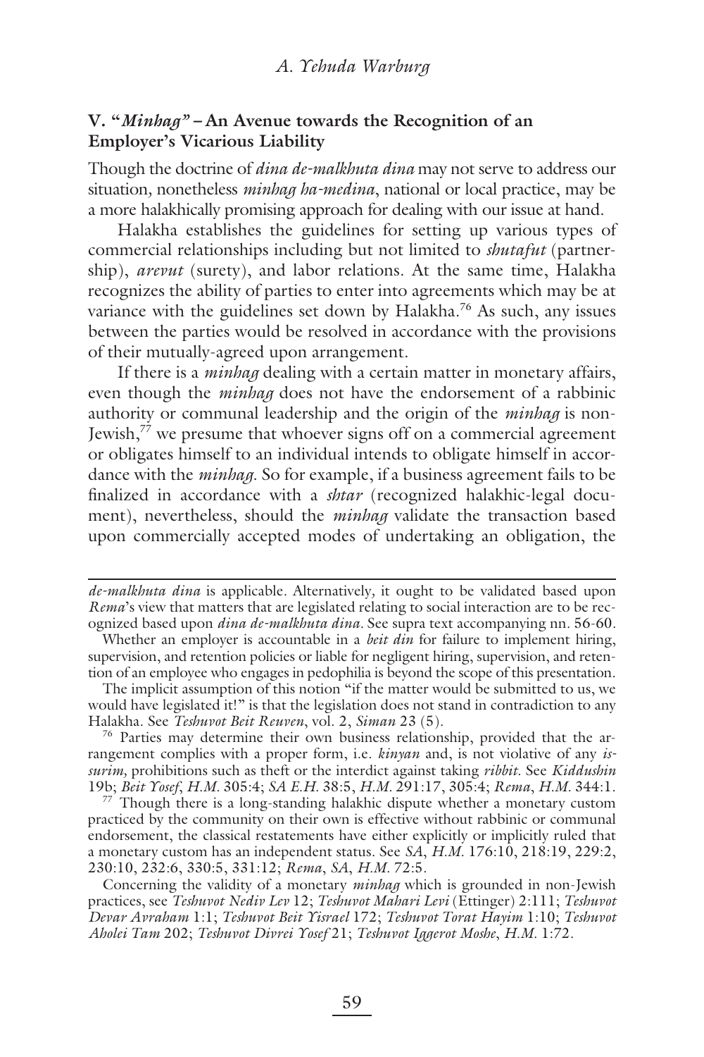## V. "*Minhag*" – An Avenue towards the Recognition of an Employer's Vicarious Liability

Though the doctrine of *dina de-malkhuta dina* may not serve to address our situation, nonetheless *minhag ha-medina*, national or local practice, may be a more halakhically promising approach for dealing with our issue at hand.

Halakha establishes the guidelines for setting up various types of commercial relationships including but not limited to *shutafut* (partnership), *arevut* (surety), and labor relations. At the same time, Halakha recognizes the ability of parties to enter into agreements which may be at variance with the guidelines set down by Halakha.[76] As such, any issues between the parties would be resolved in accordance with the provisions of their mutually-agreed upon arrangement.

If there is a *minhag* dealing with a certain matter in monetary affairs, even though the *minhag* does not have the endorsement of a rabbinic authority or communal leadership and the origin of the *minhag* is non-Jewish,[77] we presume that whoever signs off on a commercial agreement or obligates himself to an individual intends to obligate himself in accordance with the *minhag*. So for example, if a business agreement fails to be finalized in accordance with a *shtar* (recognized halakhic-legal document), nevertheless, should the *minhag* validate the transaction based upon commercially accepted modes of undertaking an obligation, the

---

*de-malkhuta dina* is applicable. Alternatively, it ought to be validated based upon *Rema*'s view that matters that are legislated relating to social interaction are to be recognized based upon *dina de-malkhuta dina*. See supra text accompanying nn. 56-60.

Whether an employer is accountable in a *beit din* for failure to implement hiring, supervision, and retention policies or liable for negligent hiring, supervision, and retention of an employee who engages in pedophilia is beyond the scope of this presentation.

The implicit assumption of this notion "if the matter would be submitted to us, we would have legislated it!" is that the legislation does not stand in contradiction to any Halakha. See *Teshuvot Beit Reuven*, vol. 2, *Siman* 23 (5).

[76] Parties may determine their own business relationship, provided that the arrangement complies with a proper form, i.e. *kinyan* and, is not violative of any *issurim,* prohibitions such as theft or the interdict against taking *ribbit.* See *Kiddushin* 19b; *Beit Yosef*, *H.M.* 305:4; *SA E.H.* 38:5, *H.M.* 291:17, 305:4; *Rema*, *H.M.* 344:1.

[77] Though there is a long-standing halakhic dispute whether a monetary custom practiced by the community on their own is effective without rabbinic or communal endorsement, the classical restatements have either explicitly or implicitly ruled that a monetary custom has an independent status. See *SA*, *H.M.* 176:10, 218:19, 229:2, 230:10, 232:6, 330:5, 331:12; *Rema*, *SA*, *H.M.* 72:5.

Concerning the validity of a monetary *minhag* which is grounded in non-Jewish practices, see *Teshuvot Nediv Lev* 12; *Teshuvot Mahari Levi* (Ettinger) 2:111; *Teshuvot Devar Avraham* 1:1; *Teshuvot Beit Yisrael* 172; *Teshuvot Torat Hayim* 1:10; *Teshuvot Aholei Tam* 202; *Teshuvot Divrei Yosef* 21; *Teshuvot Iggerot Moshe*, *H.M.* 1:72.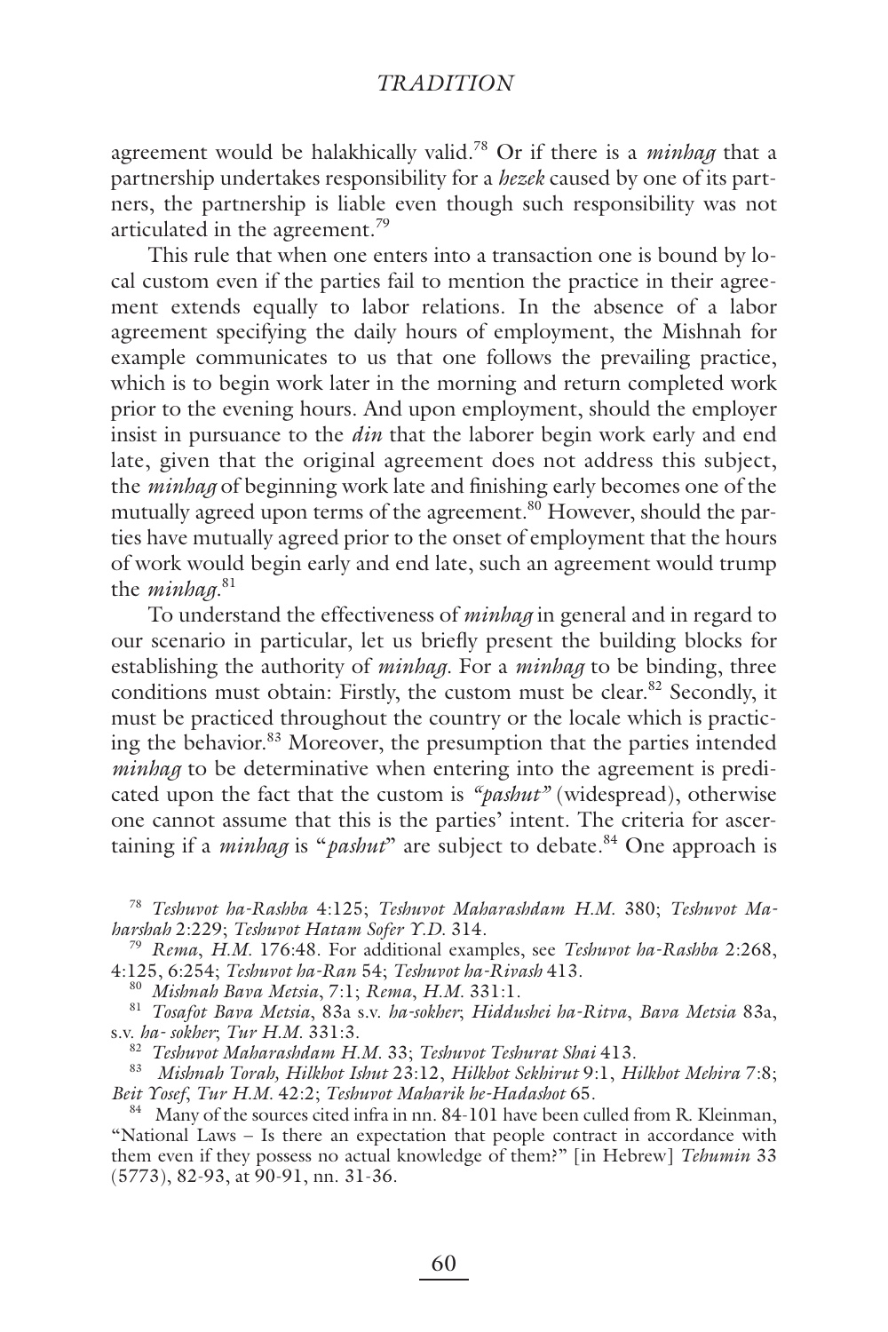agreement would be halakhically valid.[78] Or if there is a *minhag* that a partnership undertakes responsibility for a *hezek* caused by one of its partners, the partnership is liable even though such responsibility was not articulated in the agreement.[79]

This rule that when one enters into a transaction one is bound by local custom even if the parties fail to mention the practice in their agreement extends equally to labor relations. In the absence of a labor agreement specifying the daily hours of employment, the Mishnah for example communicates to us that one follows the prevailing practice, which is to begin work later in the morning and return completed work prior to the evening hours. And upon employment, should the employer insist in pursuance to the *din* that the laborer begin work early and end late, given that the original agreement does not address this subject, the *minhag* of beginning work late and finishing early becomes one of the mutually agreed upon terms of the agreement.[80] However, should the parties have mutually agreed prior to the onset of employment that the hours of work would begin early and end late, such an agreement would trump the *minhag*.[81]

To understand the effectiveness of *minhag* in general and in regard to our scenario in particular, let us briefly present the building blocks for establishing the authority of *minhag*. For a *minhag* to be binding, three conditions must obtain: Firstly, the custom must be clear.[82] Secondly, it must be practiced throughout the country or the locale which is practicing the behavior.[83] Moreover, the presumption that the parties intended *minhag* to be determinative when entering into the agreement is predicated upon the fact that the custom is *"pashut"* (widespread), otherwise one cannot assume that this is the parties' intent. The criteria for ascertaining if a *minhag* is "*pashut*" are subject to debate.[84] One approach is

---

[78] *Teshuvot ha-Rashba* 4:125; *Teshuvot Maharashdam H.M.* 380; *Teshuvot Maharshah* 2:229; *Teshuvot Hatam Sofer Y.D.* 314.

[79] *Rema*, *H.M.* 176:48. For additional examples, see *Teshuvot ha-Rashba* 2:268, 4:125, 6:254; *Teshuvot ha-Ran* 54; *Teshuvot ha-Rivash* 413.

[80] *Mishnah Bava Metsia*, 7:1; *Rema*, *H.M.* 331:1.

[81] *Tosafot Bava Metsia*, 83a s.v. *ha-sokher*; *Hiddushei ha-Ritva*, *Bava Metsia* 83a, s.v. *ha- sokher*; *Tur H.M.* 331:3.

[82] *Teshuvot Maharashdam H.M.* 33; *Teshuvot Teshurat Shai* 413.

[83] *Mishnah Torah, Hilkhot Ishut* 23:12, *Hilkhot Sekhirut* 9:1, *Hilkhot Mehira* 7:8; *Beit Yosef*, *Tur H.M.* 42:2; *Teshuvot Maharik he-Hadashot* 65.

[84] Many of the sources cited infra in nn. 84-101 have been culled from R. Kleinman, "National Laws – Is there an expectation that people contract in accordance with them even if they possess no actual knowledge of them?" [in Hebrew] *Tehumin* 33 (5773), 82-93, at 90-91, nn. 31-36.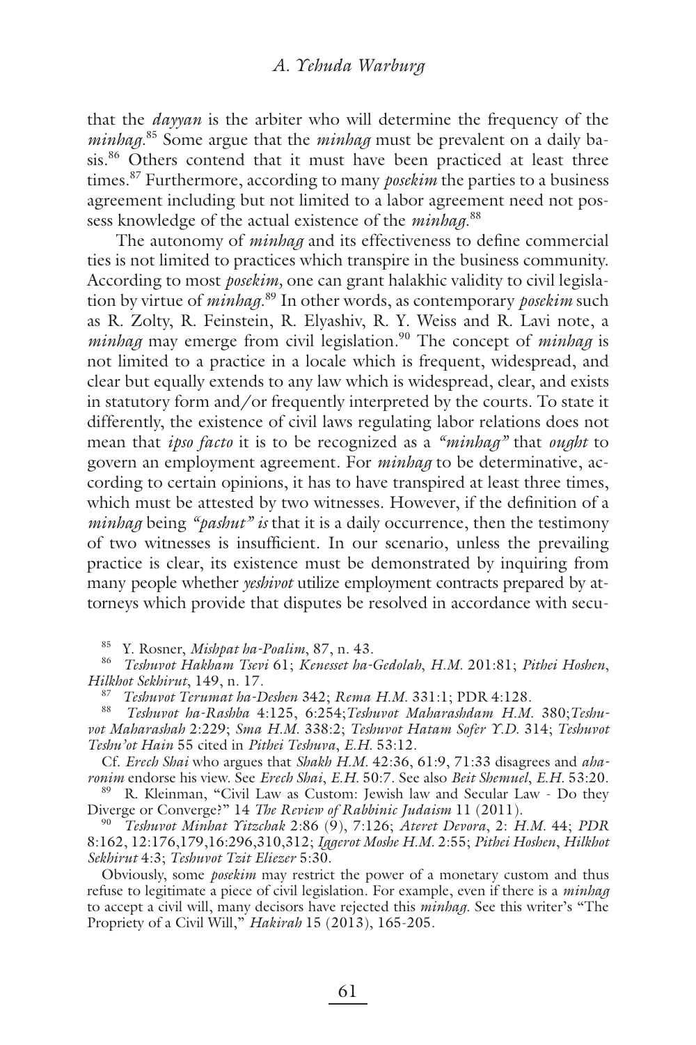that the *dayyan* is the arbiter who will determine the frequency of the *minhag*.[85] Some argue that the *minhag* must be prevalent on a daily basis.[86] Others contend that it must have been practiced at least three times.[87] Furthermore, according to many *posekim* the parties to a business agreement including but not limited to a labor agreement need not possess knowledge of the actual existence of the *minhag*.[88]

The autonomy of *minhag* and its effectiveness to define commercial ties is not limited to practices which transpire in the business community. According to most *posekim,* one can grant halakhic validity to civil legislation by virtue of *minhag*.[89] In other words, as contemporary *posekim* such as R. Zolty, R. Feinstein, R. Elyashiv, R. Y. Weiss and R. Lavi note, a *minhag* may emerge from civil legislation.[90] The concept of *minhag* is not limited to a practice in a locale which is frequent, widespread, and clear but equally extends to any law which is widespread, clear, and exists in statutory form and/or frequently interpreted by the courts. To state it differently, the existence of civil laws regulating labor relations does not mean that *ipso facto* it is to be recognized as a *"minhag"* that *ought* to govern an employment agreement. For *minhag* to be determinative, according to certain opinions, it has to have transpired at least three times, which must be attested by two witnesses. However, if the definition of a *minhag* being *"pashut" is* that it is a daily occurrence, then the testimony of two witnesses is insufficient. In our scenario, unless the prevailing practice is clear, its existence must be demonstrated by inquiring from many people whether *yeshivot* utilize employment contracts prepared by attorneys which provide that disputes be resolved in accordance with secu-

---

[85] Y. Rosner, *Mishpat ha-Poalim*, 87, n. 43.

[86] *Teshuvot Hakham Tsevi* 61; *Kenesset ha-Gedolah*, *H.M.* 201:81; *Pithei Hoshen*, *Hilkhot Sekhirut*, 149, n. 17.

[87] *Teshuvot Terumat ha-Deshen* 342; *Rema H.M.* 331:1; PDR 4:128.

[88] *Teshuvot ha-Rashba* 4:125, 6:254;*Teshuvot Maharashdam H.M.* 380;*Teshuvot Maharashah* 2:229; *Sma H.M.* 338:2; *Teshuvot Hatam Sofer Y.D.* 314; *Teshuvot Teshu'ot Hain* 55 cited in *Pithei Teshuva*, *E.H.* 53:12.

Cf. *Erech Shai* who argues that *Shakh H.M.* 42:36, 61:9, 71:33 disagrees and *aharonim* endorse his view. See *Erech Shai*, *E.H.* 50:7. See also *Beit Shemuel*, *E.H.* 53:20.

[89] R. Kleinman, "Civil Law as Custom: Jewish law and Secular Law - Do they Diverge or Converge?" 14 *The Review of Rabbinic Judaism* 11 (2011).

[90] *Teshuvot Minhat Yitzchak* 2:86 (9), 7:126; *Ateret Devora*, 2: *H.M.* 44; *PDR* 8:162, 12:176,179,16:296,310,312; *Iggerot Moshe H.M.* 2:55; *Pithei Hoshen*, *Hilkhot Sekhirut* 4:3; *Teshuvot Tzit Eliezer* 5:30.

Obviously, some *posekim* may restrict the power of a monetary custom and thus refuse to legitimate a piece of civil legislation. For example, even if there is a *minhag* to accept a civil will, many decisors have rejected this *minhag*. See this writer's "The Propriety of a Civil Will," *Hakirah* 15 (2013), 165-205.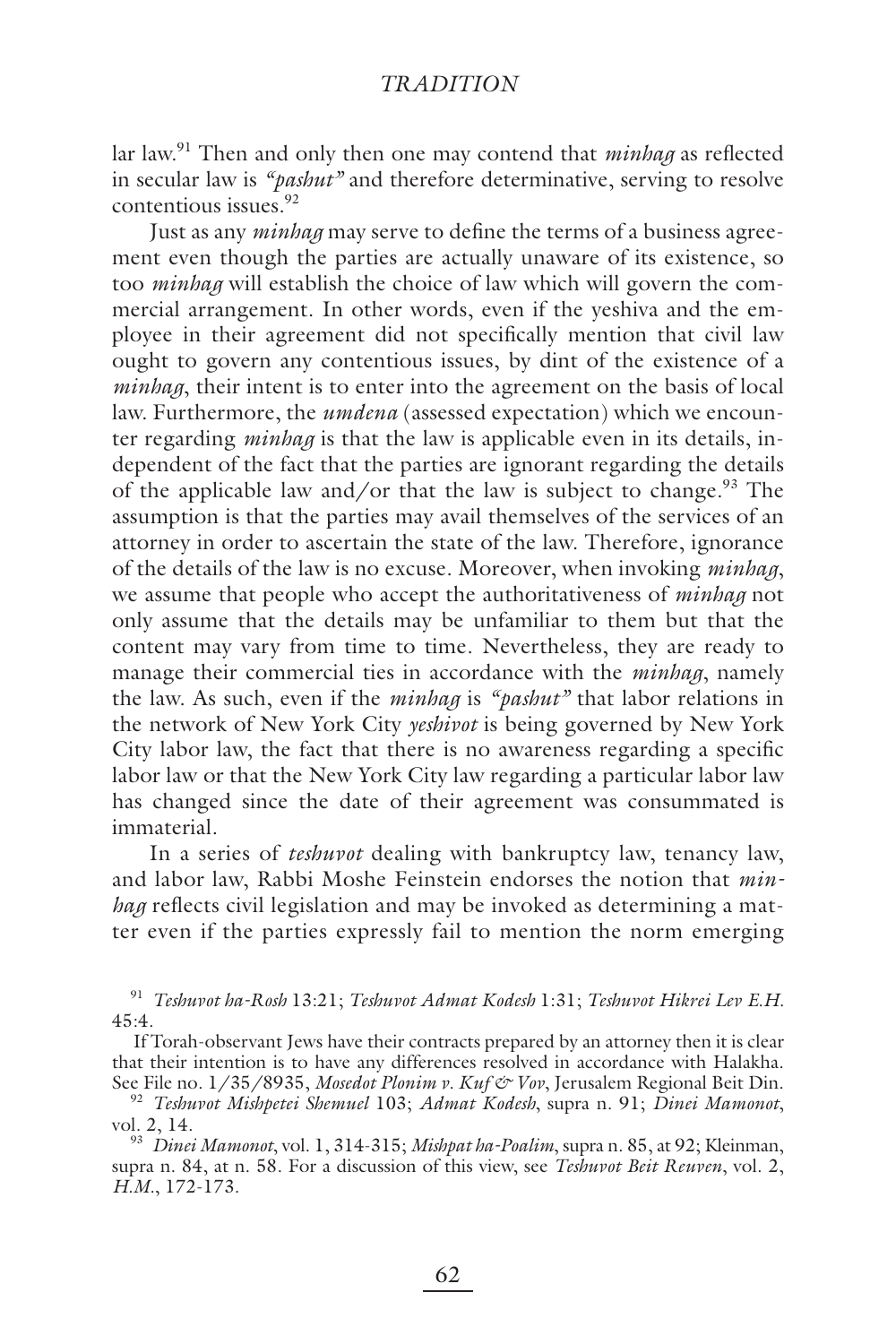lar law.[91] Then and only then one may contend that *minhag* as reflected in secular law is *"pashut"* and therefore determinative, serving to resolve contentious issues.[92]

Just as any *minhag* may serve to define the terms of a business agreement even though the parties are actually unaware of its existence, so too *minhag* will establish the choice of law which will govern the commercial arrangement. In other words, even if the yeshiva and the employee in their agreement did not specifically mention that civil law ought to govern any contentious issues, by dint of the existence of a *minhag*, their intent is to enter into the agreement on the basis of local law. Furthermore, the *umdena* (assessed expectation) which we encounter regarding *minhag* is that the law is applicable even in its details, independent of the fact that the parties are ignorant regarding the details of the applicable law and/or that the law is subject to change.[93] The assumption is that the parties may avail themselves of the services of an attorney in order to ascertain the state of the law. Therefore, ignorance of the details of the law is no excuse. Moreover, when invoking *minhag*, we assume that people who accept the authoritativeness of *minhag* not only assume that the details may be unfamiliar to them but that the content may vary from time to time. Nevertheless, they are ready to manage their commercial ties in accordance with the *minhag*, namely the law. As such, even if the *minhag* is *"pashut"* that labor relations in the network of New York City *yeshivot* is being governed by New York City labor law, the fact that there is no awareness regarding a specific labor law or that the New York City law regarding a particular labor law has changed since the date of their agreement was consummated is immaterial.

In a series of *teshuvot* dealing with bankruptcy law, tenancy law, and labor law, Rabbi Moshe Feinstein endorses the notion that *minhag* reflects civil legislation and may be invoked as determining a matter even if the parties expressly fail to mention the norm emerging

---

[91] *Teshuvot ha-Rosh* 13:21; *Teshuvot Admat Kodesh* 1:31; *Teshuvot Hikrei Lev E.H.* 45:4.

If Torah-observant Jews have their contracts prepared by an attorney then it is clear that their intention is to have any differences resolved in accordance with Halakha. See File no. 1/35/8935, *Mosedot Plonim v. Kuf & Vov*, Jerusalem Regional Beit Din.

[92] *Teshuvot Mishpetei Shemuel* 103; *Admat Kodesh*, supra n. 91; *Dinei Mamonot*, vol. 2, 14.

[93] *Dinei Mamonot*, vol. 1, 314-315; *Mishpat ha-Poalim*, supra n. 85, at 92; Kleinman, supra n. 84, at n. 58. For a discussion of this view, see *Teshuvot Beit Reuven*, vol. 2, *H.M.*, 172-173.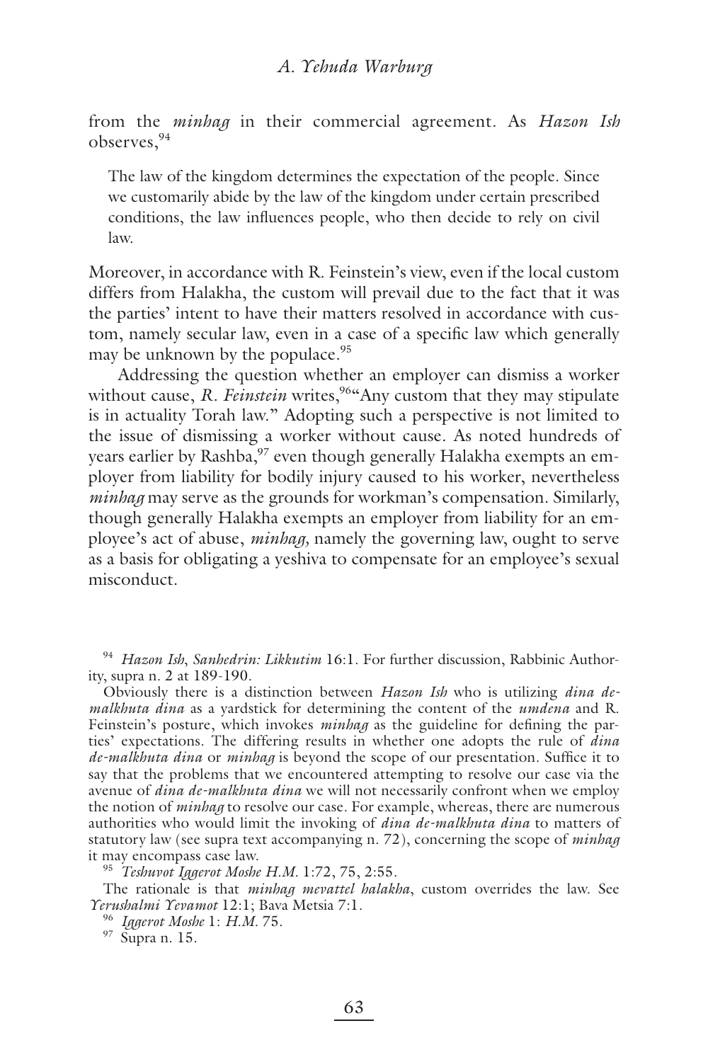from the *minhag* in their commercial agreement. As *Hazon Ish* observes,[94]

> The law of the kingdom determines the expectation of the people. Since we customarily abide by the law of the kingdom under certain prescribed conditions, the law influences people, who then decide to rely on civil law.

Moreover, in accordance with R. Feinstein's view, even if the local custom differs from Halakha, the custom will prevail due to the fact that it was the parties' intent to have their matters resolved in accordance with custom, namely secular law, even in a case of a specific law which generally may be unknown by the populace.[95]

Addressing the question whether an employer can dismiss a worker without cause, *R. Feinstein* writes,[96]"Any custom that they may stipulate is in actuality Torah law." Adopting such a perspective is not limited to the issue of dismissing a worker without cause. As noted hundreds of years earlier by Rashba,[97] even though generally Halakha exempts an employer from liability for bodily injury caused to his worker, nevertheless *minhag* may serve as the grounds for workman's compensation. Similarly, though generally Halakha exempts an employer from liability for an employee's act of abuse, *minhag*, namely the governing law, ought to serve as a basis for obligating a yeshiva to compensate for an employee's sexual misconduct.

---

[94] *Hazon Ish*, *Sanhedrin: Likkutim* 16:1. For further discussion, Rabbinic Authority, supra n. 2 at 189-190.

Obviously there is a distinction between *Hazon Ish* who is utilizing *dina de-malkhuta dina* as a yardstick for determining the content of the *umdena* and R. Feinstein's posture, which invokes *minhag* as the guideline for defining the parties' expectations. The differing results in whether one adopts the rule of *dina de-malkhuta dina* or *minhag* is beyond the scope of our presentation. Suffice it to say that the problems that we encountered attempting to resolve our case via the avenue of *dina de-malkhuta dina* we will not necessarily confront when we employ the notion of *minhag* to resolve our case. For example, whereas, there are numerous authorities who would limit the invoking of *dina de-malkhuta dina* to matters of statutory law (see supra text accompanying n. 72), concerning the scope of *minhag* it may encompass case law.

[95] *Teshuvot Iggerot Moshe H.M.* 1:72, 75, 2:55.

The rationale is that *minhag mevattel halakha*, custom overrides the law. See *Yerushalmi Yevamot* 12:1; Bava Metsia 7:1.

[96] *Iggerot Moshe* 1: *H.M.* 75.

[97] Supra n. 15.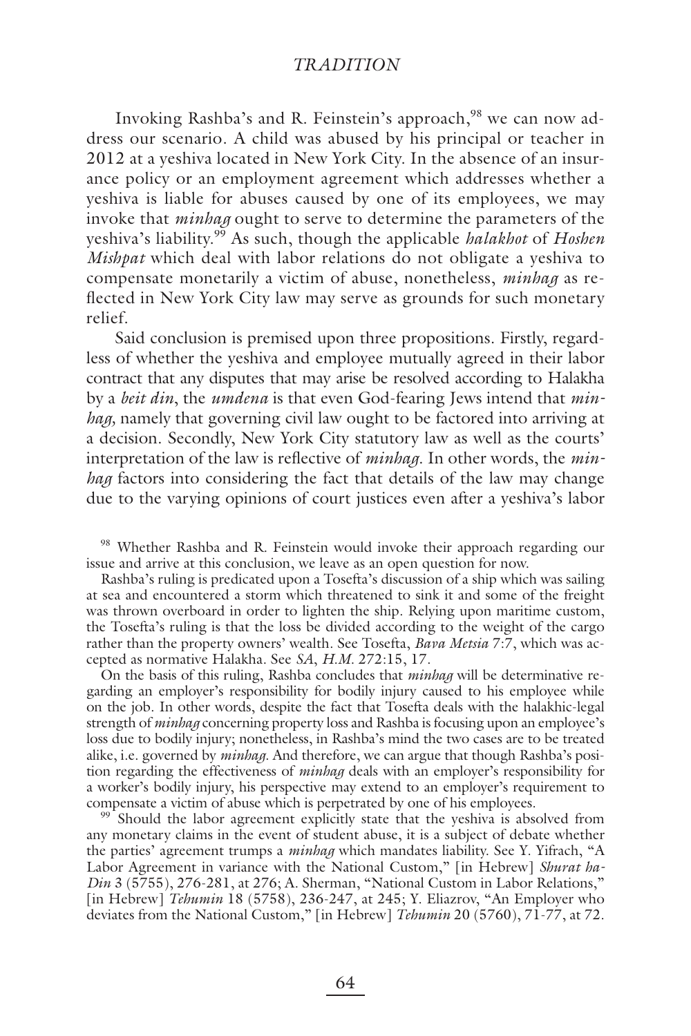Invoking Rashba's and R. Feinstein's approach,[98] we can now address our scenario. A child was abused by his principal or teacher in 2012 at a yeshiva located in New York City. In the absence of an insurance policy or an employment agreement which addresses whether a yeshiva is liable for abuses caused by one of its employees, we may invoke that *minhag* ought to serve to determine the parameters of the yeshiva's liability.[99] As such, though the applicable *halakhot* of *Hoshen Mishpat* which deal with labor relations do not obligate a yeshiva to compensate monetarily a victim of abuse, nonetheless, *minhag* as reflected in New York City law may serve as grounds for such monetary relief.

Said conclusion is premised upon three propositions. Firstly, regardless of whether the yeshiva and employee mutually agreed in their labor contract that any disputes that may arise be resolved according to Halakha by a *beit din*, the *umdena* is that even God-fearing Jews intend that *minhag*, namely that governing civil law ought to be factored into arriving at a decision. Secondly, New York City statutory law as well as the courts' interpretation of the law is reflective of *minhag*. In other words, the *minhag* factors into considering the fact that details of the law may change due to the varying opinions of court justices even after a yeshiva's labor

[98] Whether Rashba and R. Feinstein would invoke their approach regarding our issue and arrive at this conclusion, we leave as an open question for now.

Rashba's ruling is predicated upon a Tosefta's discussion of a ship which was sailing at sea and encountered a storm which threatened to sink it and some of the freight was thrown overboard in order to lighten the ship. Relying upon maritime custom, the Tosefta's ruling is that the loss be divided according to the weight of the cargo rather than the property owners' wealth. See Tosefta, *Bava Metsia* 7:7, which was accepted as normative Halakha. See *SA*, *H.M.* 272:15, 17.

On the basis of this ruling, Rashba concludes that *minhag* will be determinative regarding an employer's responsibility for bodily injury caused to his employee while on the job. In other words, despite the fact that Tosefta deals with the halakhic-legal strength of *minhag* concerning property loss and Rashba is focusing upon an employee's loss due to bodily injury; nonetheless, in Rashba's mind the two cases are to be treated alike, i.e. governed by *minhag*. And therefore, we can argue that though Rashba's position regarding the effectiveness of *minhag* deals with an employer's responsibility for a worker's bodily injury, his perspective may extend to an employer's requirement to compensate a victim of abuse which is perpetrated by one of his employees.

[99] Should the labor agreement explicitly state that the yeshiva is absolved from any monetary claims in the event of student abuse, it is a subject of debate whether the parties' agreement trumps a *minhag* which mandates liability. See Y. Yifrach, "A Labor Agreement in variance with the National Custom," [in Hebrew] *Shurat ha-Din* 3 (5755), 276-281, at 276; A. Sherman, "National Custom in Labor Relations," [in Hebrew] *Tehumin* 18 (5758), 236-247, at 245; Y. Eliazrov, "An Employer who deviates from the National Custom," [in Hebrew] *Tehumin* 20 (5760), 71-77, at 72.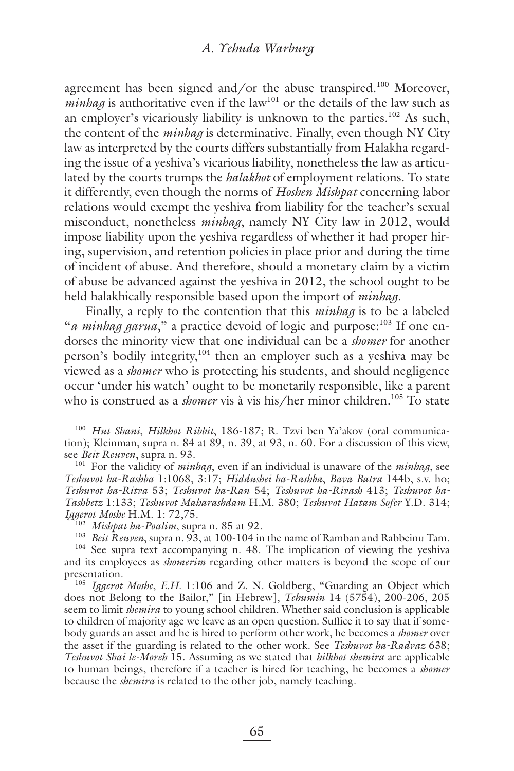agreement has been signed and/or the abuse transpired.[100] Moreover, *minhag* is authoritative even if the law[101] or the details of the law such as an employer's vicariously liability is unknown to the parties.[102] As such, the content of the *minhag* is determinative. Finally, even though NY City law as interpreted by the courts differs substantially from Halakha regarding the issue of a yeshiva's vicarious liability, nonetheless the law as articulated by the courts trumps the *halakhot* of employment relations. To state it differently, even though the norms of *Hoshen Mishpat* concerning labor relations would exempt the yeshiva from liability for the teacher's sexual misconduct, nonetheless *minhag*, namely NY City law in 2012, would impose liability upon the yeshiva regardless of whether it had proper hiring, supervision, and retention policies in place prior and during the time of incident of abuse. And therefore, should a monetary claim by a victim of abuse be advanced against the yeshiva in 2012, the school ought to be held halakhically responsible based upon the import of *minhag*.

Finally, a reply to the contention that this *minhag* is to be a labeled "*a minhag garua*," a practice devoid of logic and purpose:[103] If one endorses the minority view that one individual can be a *shomer* for another person's bodily integrity,[104] then an employer such as a yeshiva may be viewed as a *shomer* who is protecting his students, and should negligence occur 'under his watch' ought to be monetarily responsible, like a parent who is construed as a *shomer* vis à vis his/her minor children.[105] To state

---

[100] *Hut Shani*, *Hilkhot Ribbit*, 186-187; R. Tzvi ben Ya'akov (oral communication); Kleinman, supra n. 84 at 89, n. 39, at 93, n. 60. For a discussion of this view, see *Beit Reuven*, supra n. 93.

[101] For the validity of *minhag*, even if an individual is unaware of the *minhag*, see *Teshuvot ha-Rashba* 1:1068, 3:17; *Hiddushei ha-Rashba*, *Bava Batra* 144b, s.v. ho; *Teshuvot ha-Ritva* 53; *Teshuvot ha-Ran* 54; *Teshuvot ha-Rivash* 413; *Teshuvot ha-Tashbetz* 1:133; *Teshuvot Maharashdam* H.M. 380; *Teshuvot Hatam Sofer* Y.D. 314; *Iggerot Moshe* H.M. 1: 72,75.

[102] *Mishpat ha-Poalim*, supra n. 85 at 92.

[103] *Beit Reuven*, supra n. 93, at 100-104 in the name of Ramban and Rabbeinu Tam.

[104] See supra text accompanying n. 48. The implication of viewing the yeshiva and its employees as *shomerim* regarding other matters is beyond the scope of our presentation.

[105] *Iggerot Moshe*, *E.H.* 1:106 and Z. N. Goldberg, "Guarding an Object which does not Belong to the Bailor," [in Hebrew], *Tehumin* 14 (5754), 200-206, 205 seem to limit *shemira* to young school children. Whether said conclusion is applicable to children of majority age we leave as an open question. Suffice it to say that if somebody guards an asset and he is hired to perform other work, he becomes a *shomer* over the asset if the guarding is related to the other work. See *Teshuvot ha-Radvaz* 638; *Teshuvot Shai le-Moreh* 15. Assuming as we stated that *hilkhot shemira* are applicable to human beings, therefore if a teacher is hired for teaching, he becomes a *shomer* because the *shemira* is related to the other job, namely teaching.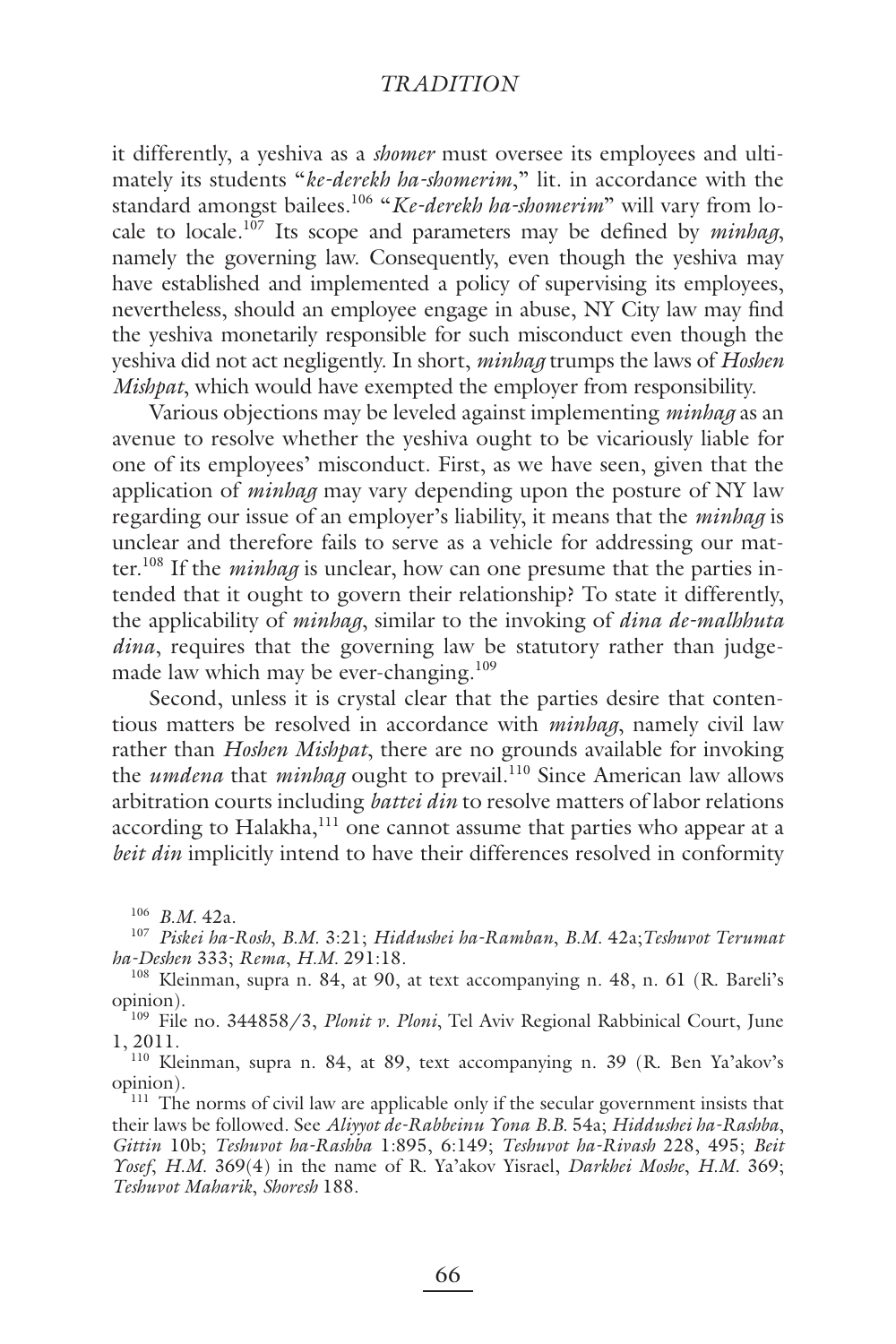it differently, a yeshiva as a *shomer* must oversee its employees and ultimately its students "*ke-derekh ha-shomerim*," lit. in accordance with the standard amongst bailees.[106] "*Ke-derekh ha-shomerim*" will vary from locale to locale.[107] Its scope and parameters may be defined by *minhag*, namely the governing law. Consequently, even though the yeshiva may have established and implemented a policy of supervising its employees, nevertheless, should an employee engage in abuse, NY City law may find the yeshiva monetarily responsible for such misconduct even though the yeshiva did not act negligently. In short, *minhag* trumps the laws of *Hoshen Mishpat*, which would have exempted the employer from responsibility.

Various objections may be leveled against implementing *minhag* as an avenue to resolve whether the yeshiva ought to be vicariously liable for one of its employees' misconduct. First, as we have seen, given that the application of *minhag* may vary depending upon the posture of NY law regarding our issue of an employer's liability, it means that the *minhag* is unclear and therefore fails to serve as a vehicle for addressing our matter.[108] If the *minhag* is unclear, how can one presume that the parties intended that it ought to govern their relationship? To state it differently, the applicability of *minhag*, similar to the invoking of *dina de-malhhuta dina*, requires that the governing law be statutory rather than judge-made law which may be ever-changing.[109]

Second, unless it is crystal clear that the parties desire that contentious matters be resolved in accordance with *minhag*, namely civil law rather than *Hoshen Mishpat*, there are no grounds available for invoking the *umdena* that *minhag* ought to prevail.[110] Since American law allows arbitration courts including *battei din* to resolve matters of labor relations according to Halakha,[111] one cannot assume that parties who appear at a *beit din* implicitly intend to have their differences resolved in conformity

---

[106] *B.M.* 42a.

[107] *Piskei ha-Rosh*, *B.M.* 3:21; *Hiddushei ha-Ramban*, *B.M.* 42a; *Teshuvot Terumat ha-Deshen* 333; *Rema*, *H.M.* 291:18.

[108] Kleinman, supra n. 84, at 90, at text accompanying n. 48, n. 61 (R. Bareli's opinion).

[109] File no. 344858/3, *Plonit v. Ploni*, Tel Aviv Regional Rabbinical Court, June 1, 2011.

[110] Kleinman, supra n. 84, at 89, text accompanying n. 39 (R. Ben Ya'akov's opinion).

[111] The norms of civil law are applicable only if the secular government insists that their laws be followed. See *Aliyyot de-Rabbeinu Yona B.B.* 54a; *Hiddushei ha-Rashba*, *Gittin* 10b; *Teshuvot ha-Rashba* 1:895, 6:149; *Teshuvot ha-Rivash* 228, 495; *Beit Yosef*, *H.M.* 369(4) in the name of R. Ya'akov Yisrael, *Darkhei Moshe*, *H.M.* 369; *Teshuvot Maharik*, *Shoresh* 188.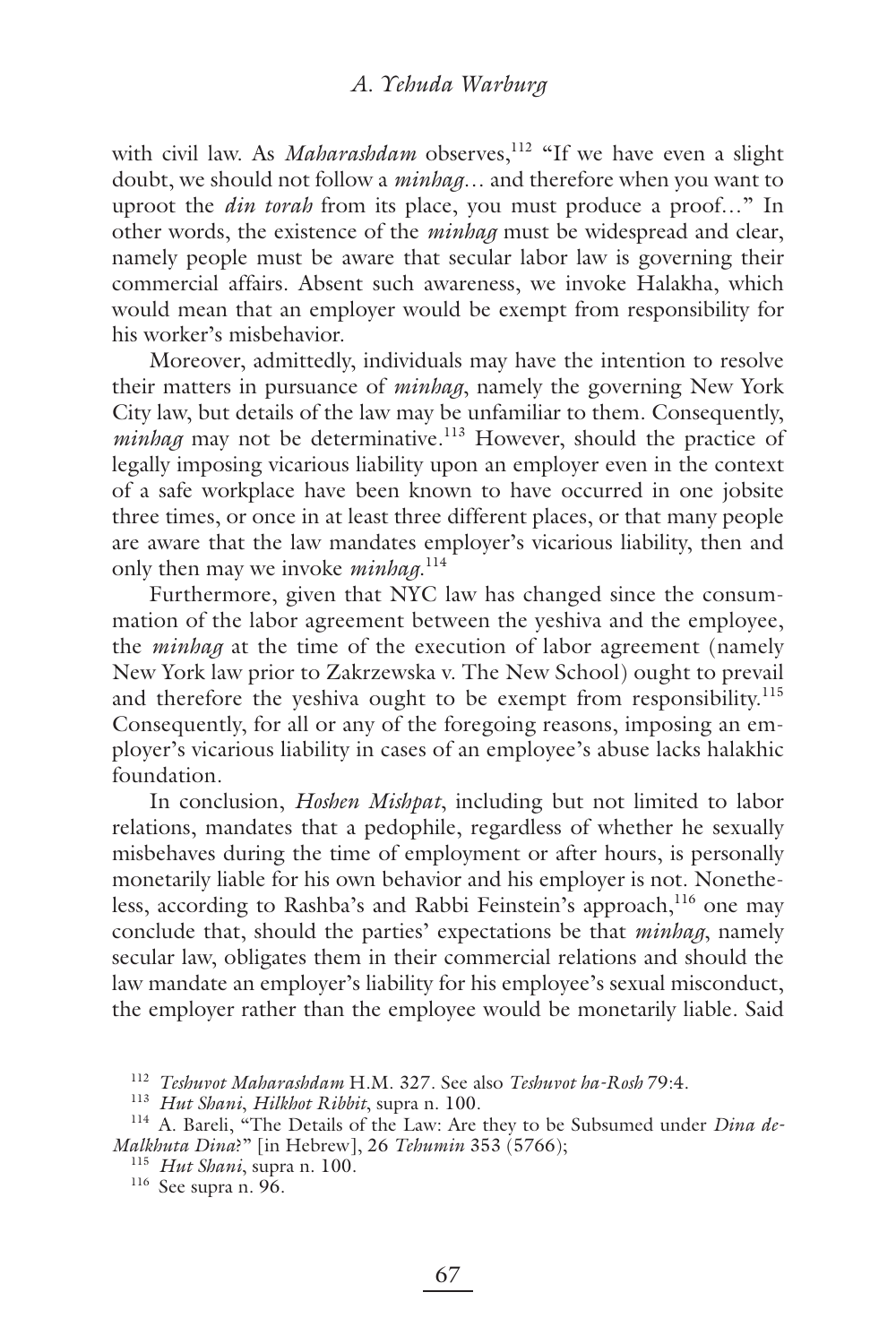with civil law. As *Maharashdam* observes,[112] "If we have even a slight doubt, we should not follow a *minhag*… and therefore when you want to uproot the *din torah* from its place, you must produce a proof…" In other words, the existence of the *minhag* must be widespread and clear, namely people must be aware that secular labor law is governing their commercial affairs. Absent such awareness, we invoke Halakha, which would mean that an employer would be exempt from responsibility for his worker's misbehavior.

Moreover, admittedly, individuals may have the intention to resolve their matters in pursuance of *minhag*, namely the governing New York City law, but details of the law may be unfamiliar to them. Consequently, *minhag* may not be determinative.[113] However, should the practice of legally imposing vicarious liability upon an employer even in the context of a safe workplace have been known to have occurred in one jobsite three times, or once in at least three different places, or that many people are aware that the law mandates employer's vicarious liability, then and only then may we invoke *minhag*.[114]

Furthermore, given that NYC law has changed since the consummation of the labor agreement between the yeshiva and the employee, the *minhag* at the time of the execution of labor agreement (namely New York law prior to Zakrzewska v. The New School) ought to prevail and therefore the yeshiva ought to be exempt from responsibility.[115] Consequently, for all or any of the foregoing reasons, imposing an employer's vicarious liability in cases of an employee's abuse lacks halakhic foundation.

In conclusion, *Hoshen Mishpat*, including but not limited to labor relations, mandates that a pedophile, regardless of whether he sexually misbehaves during the time of employment or after hours, is personally monetarily liable for his own behavior and his employer is not. Nonetheless, according to Rashba's and Rabbi Feinstein's approach,[116] one may conclude that, should the parties' expectations be that *minhag*, namely secular law, obligates them in their commercial relations and should the law mandate an employer's liability for his employee's sexual misconduct, the employer rather than the employee would be monetarily liable. Said

---

[112] *Teshuvot Maharashdam* H.M. 327. See also *Teshuvot ha-Rosh* 79:4.

[113] *Hut Shani*, *Hilkhot Ribbit*, supra n. 100.

[114] A. Bareli, "The Details of the Law: Are they to be Subsumed under *Dina de-Malkhuta Dina*?" [in Hebrew], 26 *Tehumin* 353 (5766);

[115] *Hut Shani*, supra n. 100.

[116] See supra n. 96.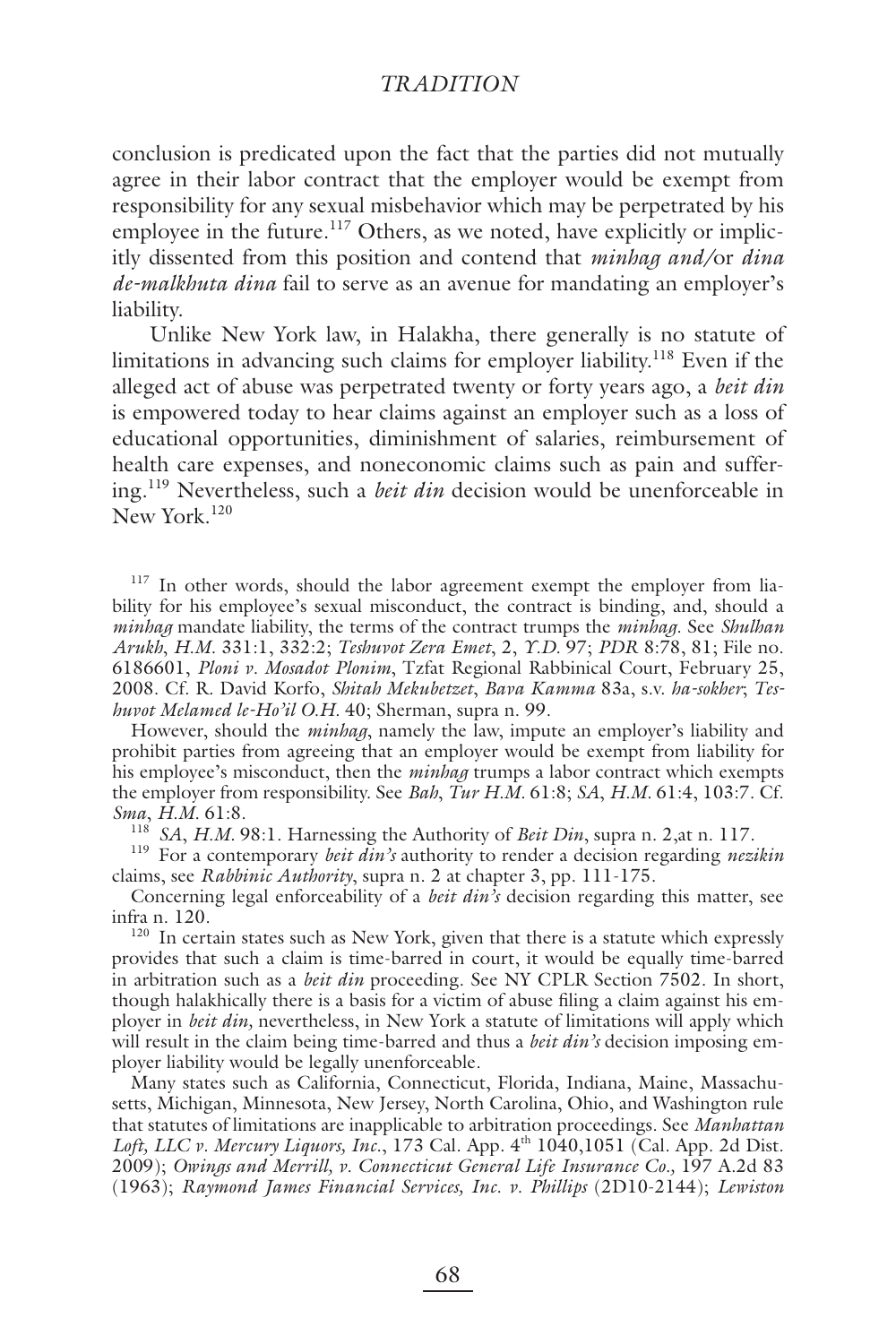conclusion is predicated upon the fact that the parties did not mutually agree in their labor contract that the employer would be exempt from responsibility for any sexual misbehavior which may be perpetrated by his employee in the future.[117] Others, as we noted, have explicitly or implicitly dissented from this position and contend that *minhag and/*or *dina de-malkhuta dina* fail to serve as an avenue for mandating an employer's liability.

Unlike New York law, in Halakha, there generally is no statute of limitations in advancing such claims for employer liability.[118] Even if the alleged act of abuse was perpetrated twenty or forty years ago, a *beit din* is empowered today to hear claims against an employer such as a loss of educational opportunities, diminishment of salaries, reimbursement of health care expenses, and noneconomic claims such as pain and suffering.[119] Nevertheless, such a *beit din* decision would be unenforceable in New York.[120]

---

[117] In other words, should the labor agreement exempt the employer from liability for his employee's sexual misconduct, the contract is binding, and, should a *minhag* mandate liability, the terms of the contract trumps the *minhag*. See *Shulhan Arukh*, *H.M.* 331:1, 332:2; *Teshuvot Zera Emet*, 2, *Y.D.* 97; *PDR* 8:78, 81; File no. 6186601, *Ploni v. Mosadot Plonim*, Tzfat Regional Rabbinical Court, February 25, 2008. Cf. R. David Korfo, *Shitah Mekubetzet*, *Bava Kamma* 83a, s.v. *ha-sokher*; *Teshuvot Melamed le-Ho'il O.H.* 40; Sherman, supra n. 99.

However, should the *minhag*, namely the law, impute an employer's liability and prohibit parties from agreeing that an employer would be exempt from liability for his employee's misconduct, then the *minhag* trumps a labor contract which exempts the employer from responsibility. See *Bah*, *Tur H.M.* 61:8; *SA*, *H.M.* 61:4, 103:7. Cf. *Sma*, *H.M.* 61:8.

[118] *SA*, *H.M.* 98:1. Harnessing the Authority of *Beit Din*, supra n. 2,at n. 117.

[119] For a contemporary *beit din's* authority to render a decision regarding *nezikin* claims, see *Rabbinic Authority*, supra n. 2 at chapter 3, pp. 111-175.

Concerning legal enforceability of a *beit din's* decision regarding this matter, see infra n. 120.

[120] In certain states such as New York, given that there is a statute which expressly provides that such a claim is time-barred in court, it would be equally time-barred in arbitration such as a *beit din* proceeding. See NY CPLR Section 7502. In short, though halakhically there is a basis for a victim of abuse filing a claim against his employer in *beit din*, nevertheless, in New York a statute of limitations will apply which will result in the claim being time-barred and thus a *beit din's* decision imposing employer liability would be legally unenforceable.

Many states such as California, Connecticut, Florida, Indiana, Maine, Massachusetts, Michigan, Minnesota, New Jersey, North Carolina, Ohio, and Washington rule that statutes of limitations are inapplicable to arbitration proceedings. See *Manhattan Loft, LLC v. Mercury Liquors, Inc.*, 173 Cal. App. 4th 1040,1051 (Cal. App. 2d Dist. 2009); *Owings and Merrill, v. Connecticut General Life Insurance Co.,* 197 A.2d 83 (1963); *Raymond James Financial Services, Inc. v. Phillips* (2D10-2144); *Lewiston*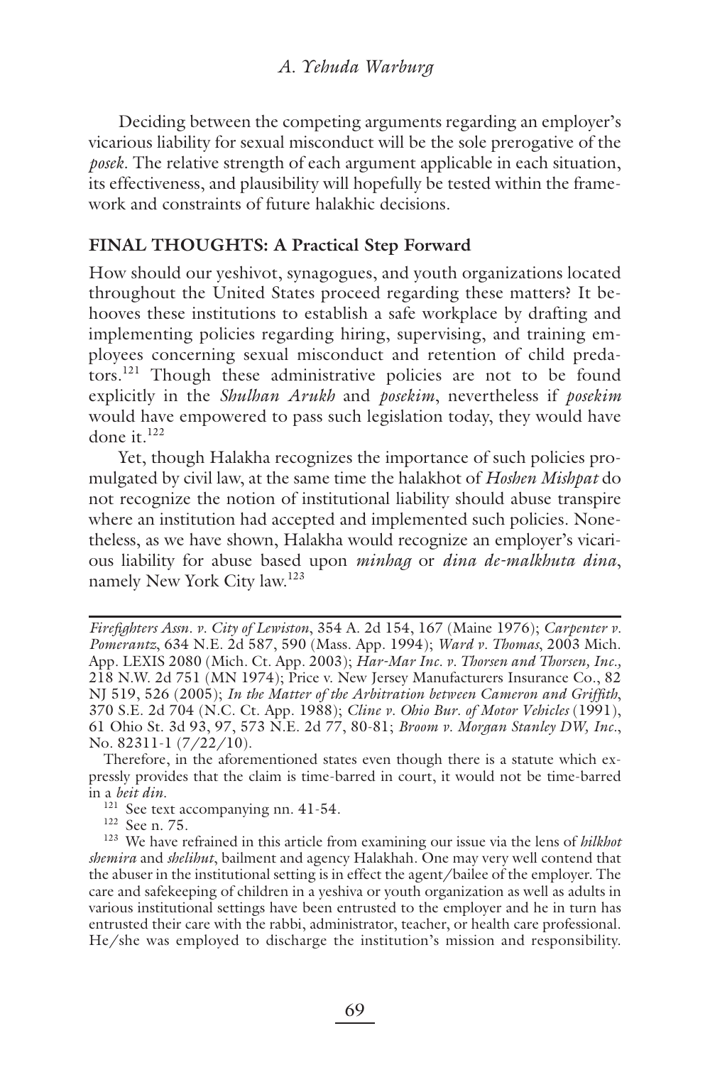Deciding between the competing arguments regarding an employer's vicarious liability for sexual misconduct will be the sole prerogative of the *posek*. The relative strength of each argument applicable in each situation, its effectiveness, and plausibility will hopefully be tested within the framework and constraints of future halakhic decisions.

## FINAL THOUGHTS: A Practical Step Forward

How should our yeshivot, synagogues, and youth organizations located throughout the United States proceed regarding these matters? It behooves these institutions to establish a safe workplace by drafting and implementing policies regarding hiring, supervising, and training employees concerning sexual misconduct and retention of child predators.[121] Though these administrative policies are not to be found explicitly in the *Shulhan Arukh* and *posekim*, nevertheless if *posekim* would have empowered to pass such legislation today, they would have done it.[122]

Yet, though Halakha recognizes the importance of such policies promulgated by civil law, at the same time the halakhot of *Hoshen Mishpat* do not recognize the notion of institutional liability should abuse transpire where an institution had accepted and implemented such policies. Nonetheless, as we have shown, Halakha would recognize an employer's vicarious liability for abuse based upon *minhag* or *dina de-malkhuta dina*, namely New York City law.[123]

---

*Firefighters Assn. v. City of Lewiston*, 354 A. 2d 154, 167 (Maine 1976); *Carpenter v. Pomerantz*, 634 N.E. 2d 587, 590 (Mass. App. 1994); *Ward v. Thomas*, 2003 Mich. App. LEXIS 2080 (Mich. Ct. App. 2003); *Har-Mar Inc. v. Thorsen and Thorsen, Inc.*, 218 N.W. 2d 751 (MN 1974); Price v. New Jersey Manufacturers Insurance Co., 82 NJ 519, 526 (2005); *In the Matter of the Arbitration between Cameron and Griffith*, 370 S.E. 2d 704 (N.C. Ct. App. 1988); *Cline v. Ohio Bur. of Motor Vehicles* (1991), 61 Ohio St. 3d 93, 97, 573 N.E. 2d 77, 80-81; *Broom v. Morgan Stanley DW, Inc.*, No. 82311-1 (7/22/10).

Therefore, in the aforementioned states even though there is a statute which expressly provides that the claim is time-barred in court, it would not be time-barred in a *beit din*.

[121] See text accompanying nn. 41-54.

[122] See n. 75.

[123] We have refrained in this article from examining our issue via the lens of *hilkhot shemira* and *shelihut*, bailment and agency Halakhah. One may very well contend that the abuser in the institutional setting is in effect the agent/bailee of the employer. The care and safekeeping of children in a yeshiva or youth organization as well as adults in various institutional settings have been entrusted to the employer and he in turn has entrusted their care with the rabbi, administrator, teacher, or health care professional. He/she was employed to discharge the institution's mission and responsibility.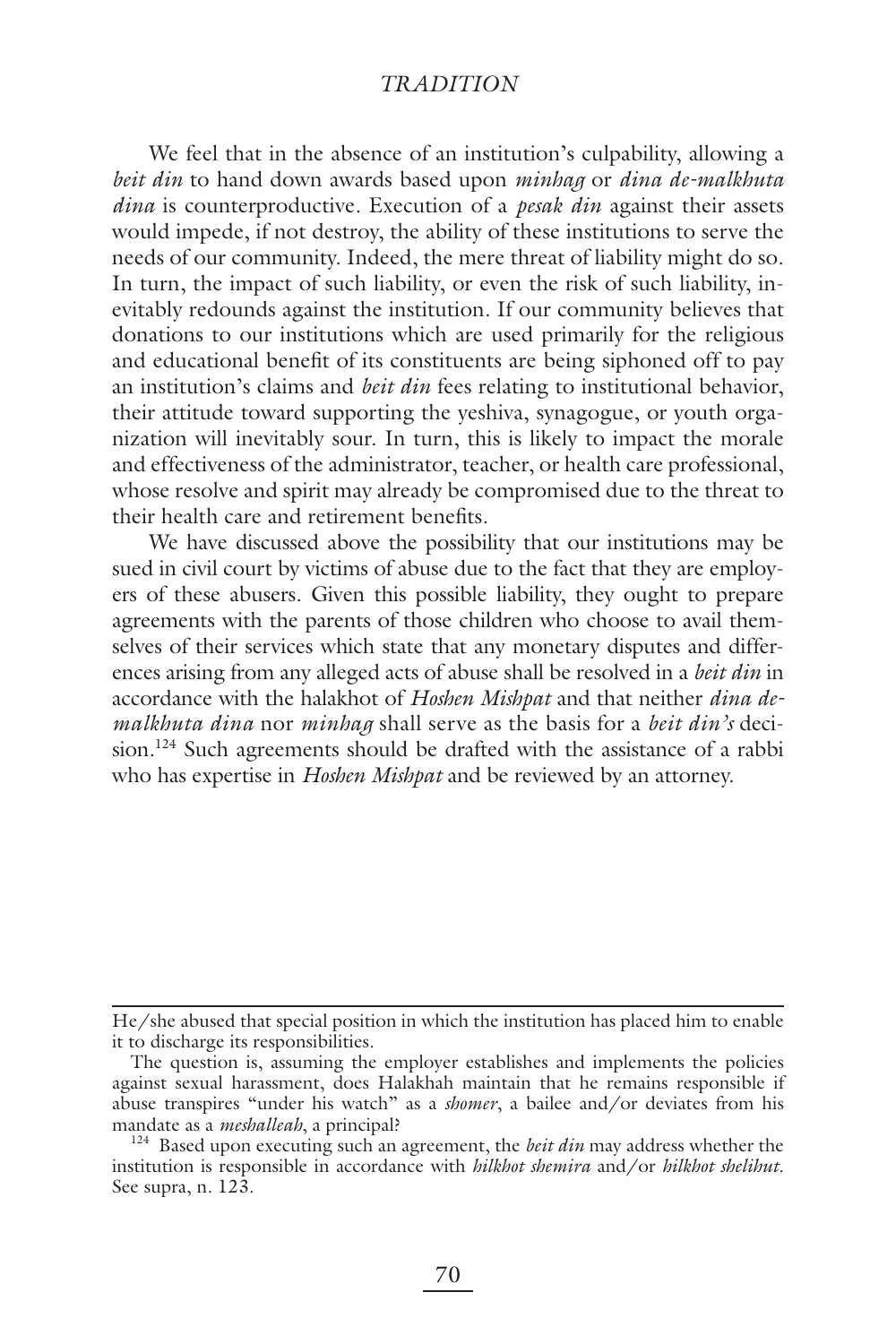We feel that in the absence of an institution's culpability, allowing a *beit din* to hand down awards based upon *minhag* or *dina de-malkhuta dina* is counterproductive. Execution of a *pesak din* against their assets would impede, if not destroy, the ability of these institutions to serve the needs of our community. Indeed, the mere threat of liability might do so. In turn, the impact of such liability, or even the risk of such liability, inevitably redounds against the institution. If our community believes that donations to our institutions which are used primarily for the religious and educational benefit of its constituents are being siphoned off to pay an institution's claims and *beit din* fees relating to institutional behavior, their attitude toward supporting the yeshiva, synagogue, or youth organization will inevitably sour. In turn, this is likely to impact the morale and effectiveness of the administrator, teacher, or health care professional, whose resolve and spirit may already be compromised due to the threat to their health care and retirement benefits.

We have discussed above the possibility that our institutions may be sued in civil court by victims of abuse due to the fact that they are employers of these abusers. Given this possible liability, they ought to prepare agreements with the parents of those children who choose to avail themselves of their services which state that any monetary disputes and differences arising from any alleged acts of abuse shall be resolved in a *beit din* in accordance with the halakhot of *Hoshen Mishpat* and that neither *dina de-malkhuta dina* nor *minhag* shall serve as the basis for a *beit din's* decision.[124] Such agreements should be drafted with the assistance of a rabbi who has expertise in *Hoshen Mishpat* and be reviewed by an attorney.

---

He/she abused that special position in which the institution has placed him to enable it to discharge its responsibilities.

The question is, assuming the employer establishes and implements the policies against sexual harassment, does Halakhah maintain that he remains responsible if abuse transpires "under his watch" as a *shomer*, a bailee and/or deviates from his mandate as a *meshalleah*, a principal?

[124] Based upon executing such an agreement, the *beit din* may address whether the institution is responsible in accordance with *hilkhot shemira* and/or *hilkhot shelihut*. See supra, n. 123.